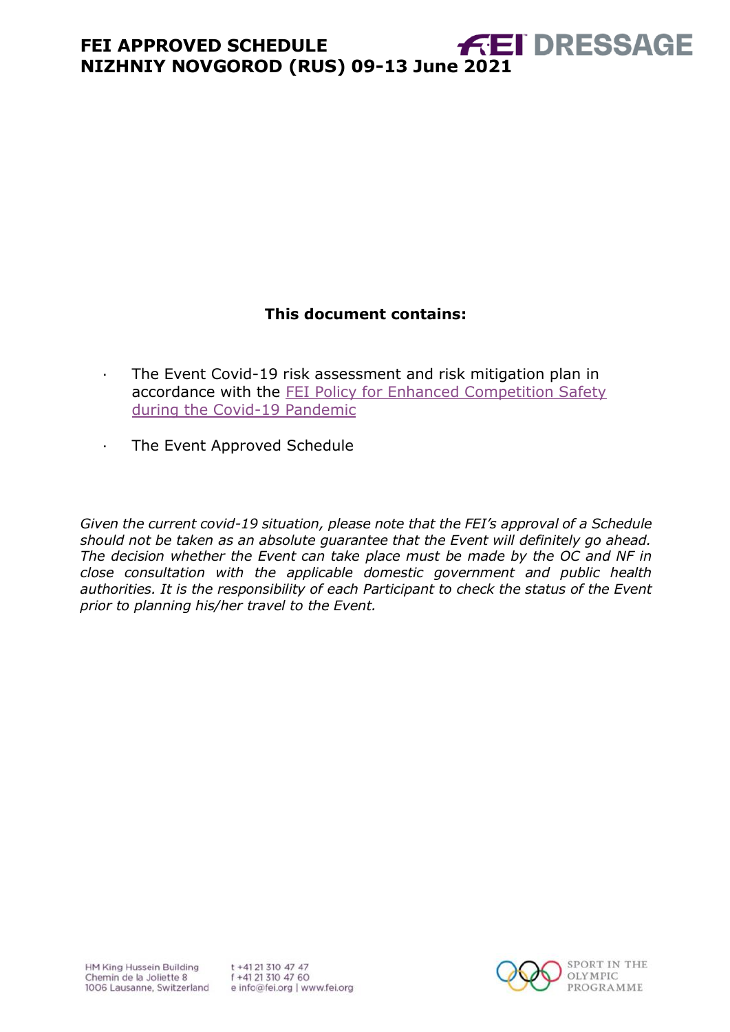# FEI APPROVED SCHEDULE
# NIZHNIY NOVGOROD (RUS) 09-13 June 2021

FEI DRESSAGE

**This document contains:**

- The Event Covid-19 risk assessment and risk mitigation plan in accordance with the FEI Policy for Enhanced Competition Safety during the Covid-19 Pandemic
- The Event Approved Schedule

*Given the current covid-19 situation, please note that the FEI's approval of a Schedule should not be taken as an absolute guarantee that the Event will definitely go ahead. The decision whether the Event can take place must be made by the OC and NF in close consultation with the applicable domestic government and public health authorities. It is the responsibility of each Participant to check the status of the Event prior to planning his/her travel to the Event.*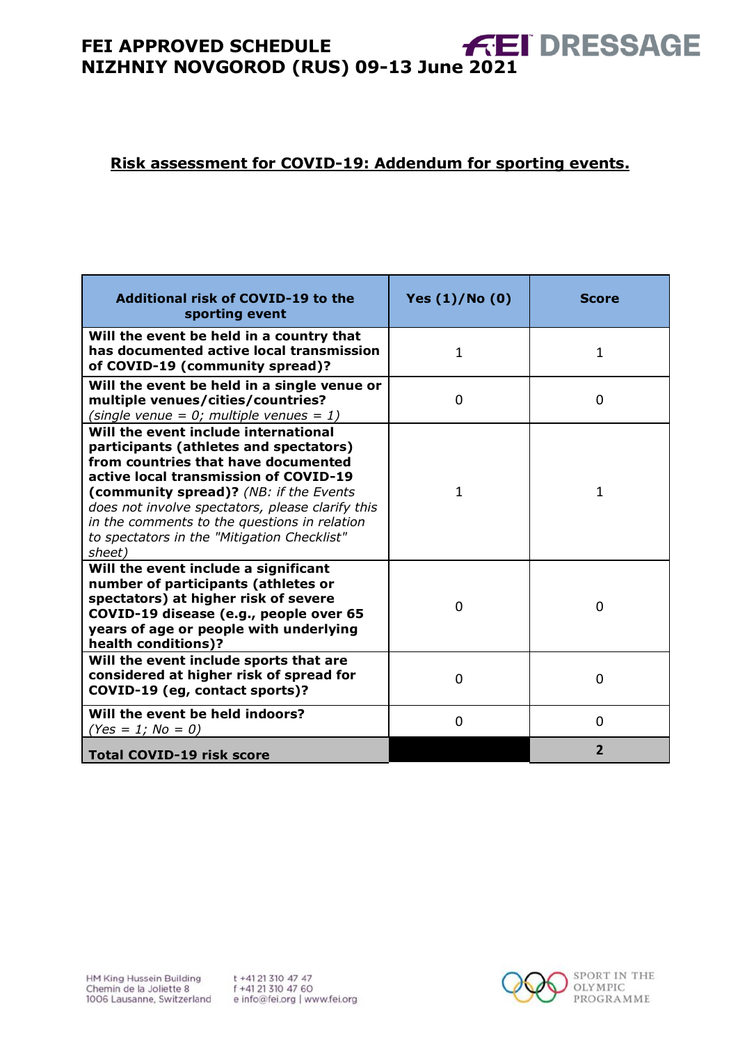## Risk assessment for COVID-19: Addendum for sporting events.

| Additional risk of COVID-19 to the sporting event | Yes (1)/No (0) | Score |
|---|---|---|
| **Will the event be held in a country that has documented active local transmission of COVID-19 (community spread)?** | 1 | 1 |
| **Will the event be held in a single venue or multiple venues/cities/countries?** *(single venue = 0; multiple venues = 1)* | 0 | 0 |
| **Will the event include international participants (athletes and spectators) from countries that have documented active local transmission of COVID-19 (community spread)?** *(NB: if the Events does not involve spectators, please clarify this in the comments to the questions in relation to spectators in the "Mitigation Checklist" sheet)* | 1 | 1 |
| **Will the event include a significant number of participants (athletes or spectators) at higher risk of severe COVID-19 disease (e.g., people over 65 years of age or people with underlying health conditions)?** | 0 | 0 |
| **Will the event include sports that are considered at higher risk of spread for COVID-19 (eg, contact sports)?** | 0 | 0 |
| **Will the event be held indoors?** *(Yes = 1; No = 0)* | 0 | 0 |
| **Total COVID-19 risk score** | | **2** |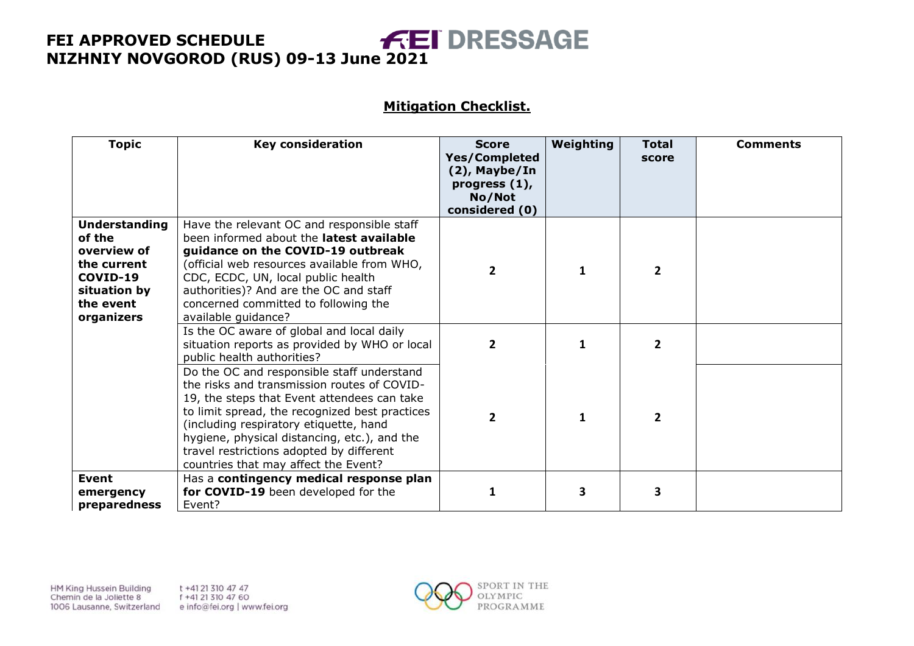## Mitigation Checklist.

| Topic | Key consideration | Score Yes/Completed (2), Maybe/In progress (1), No/Not considered (0) | Weighting | Total score | Comments |
|---|---|---|---|---|---|
| **Understanding of the overview of the current COVID-19 situation by the event organizers** | Have the relevant OC and responsible staff been informed about the **latest available guidance on the COVID-19 outbreak** (official web resources available from WHO, CDC, ECDC, UN, local public health authorities)? And are the OC and staff concerned committed to following the available guidance? | 2 | 1 | 2 | |
| | Is the OC aware of global and local daily situation reports as provided by WHO or local public health authorities? | 2 | 1 | 2 | |
| | Do the OC and responsible staff understand the risks and transmission routes of COVID-19, the steps that Event attendees can take to limit spread, the recognized best practices (including respiratory etiquette, hand hygiene, physical distancing, etc.), and the travel restrictions adopted by different countries that may affect the Event? | 2 | 1 | 2 | |
| **Event emergency preparedness** | Has a **contingency medical response plan for COVID-19** been developed for the Event? | 1 | 3 | 3 | |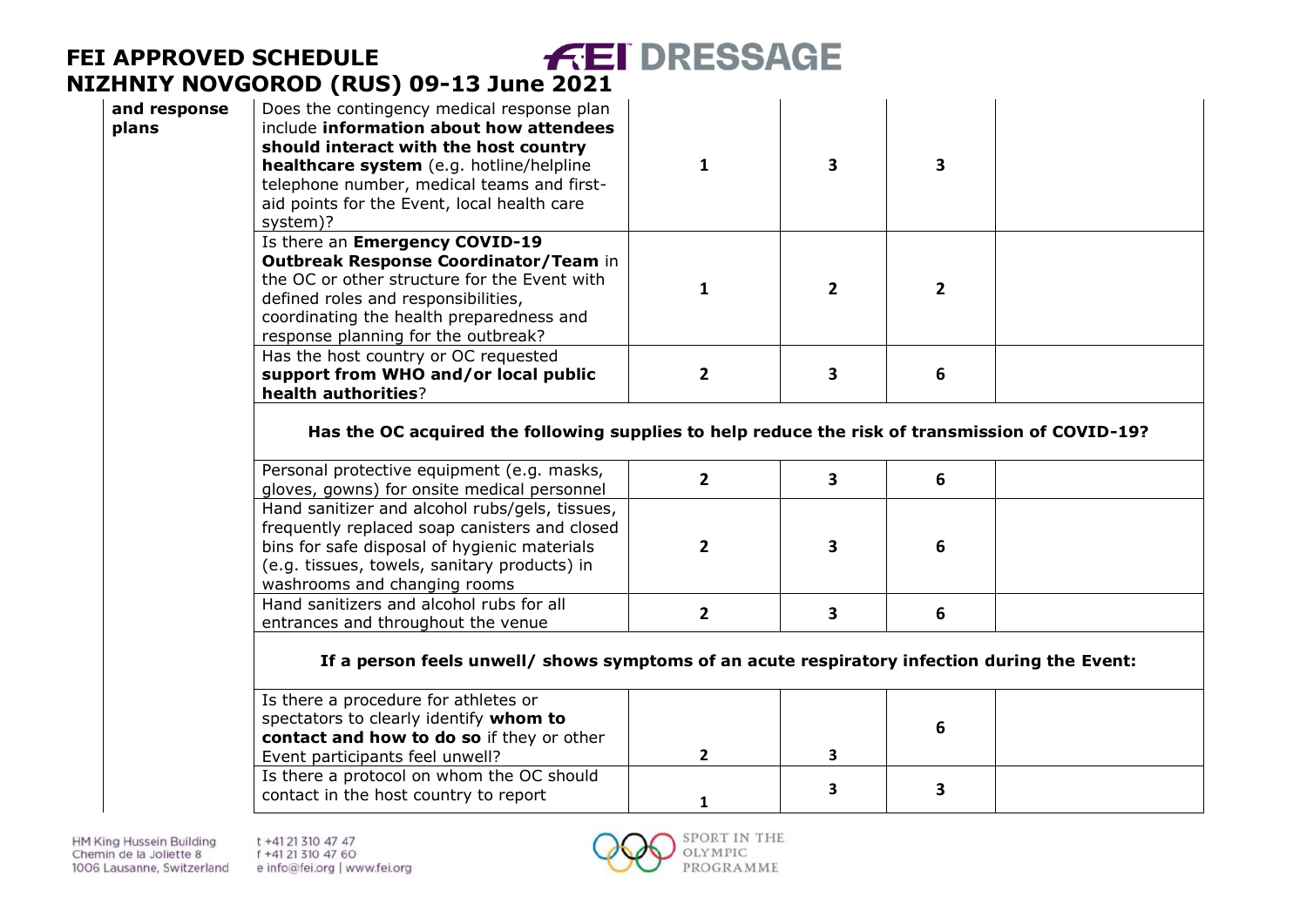| | | | | | |
|---|---|---|---|---|---|
| **and response plans** | Does the contingency medical response plan include **information about how attendees should interact with the host country healthcare system** (e.g. hotline/helpline telephone number, medical teams and first-aid points for the Event, local health care system)? | 1 | 3 | 3 | |
| | Is there an **Emergency COVID-19 Outbreak Response Coordinator/Team** in the OC or other structure for the Event with defined roles and responsibilities, coordinating the health preparedness and response planning for the outbreak? | 1 | 2 | 2 | |
| | Has the host country or OC requested **support from WHO and/or local public health authorities**? | 2 | 3 | 6 | |
| | **Has the OC acquired the following supplies to help reduce the risk of transmission of COVID-19?** | | | | |
| | Personal protective equipment (e.g. masks, gloves, gowns) for onsite medical personnel | 2 | 3 | 6 | |
| | Hand sanitizer and alcohol rubs/gels, tissues, frequently replaced soap canisters and closed bins for safe disposal of hygienic materials (e.g. tissues, towels, sanitary products) in washrooms and changing rooms | 2 | 3 | 6 | |
| | Hand sanitizers and alcohol rubs for all entrances and throughout the venue | 2 | 3 | 6 | |
| | **If a person feels unwell/ shows symptoms of an acute respiratory infection during the Event:** | | | | |
| | Is there a procedure for athletes or spectators to clearly identify **whom to contact and how to do so** if they or other Event participants feel unwell? | 2 | 3 | 6 | |
| | Is there a protocol on whom the OC should contact in the host country to report | 1 | 3 | 3 | |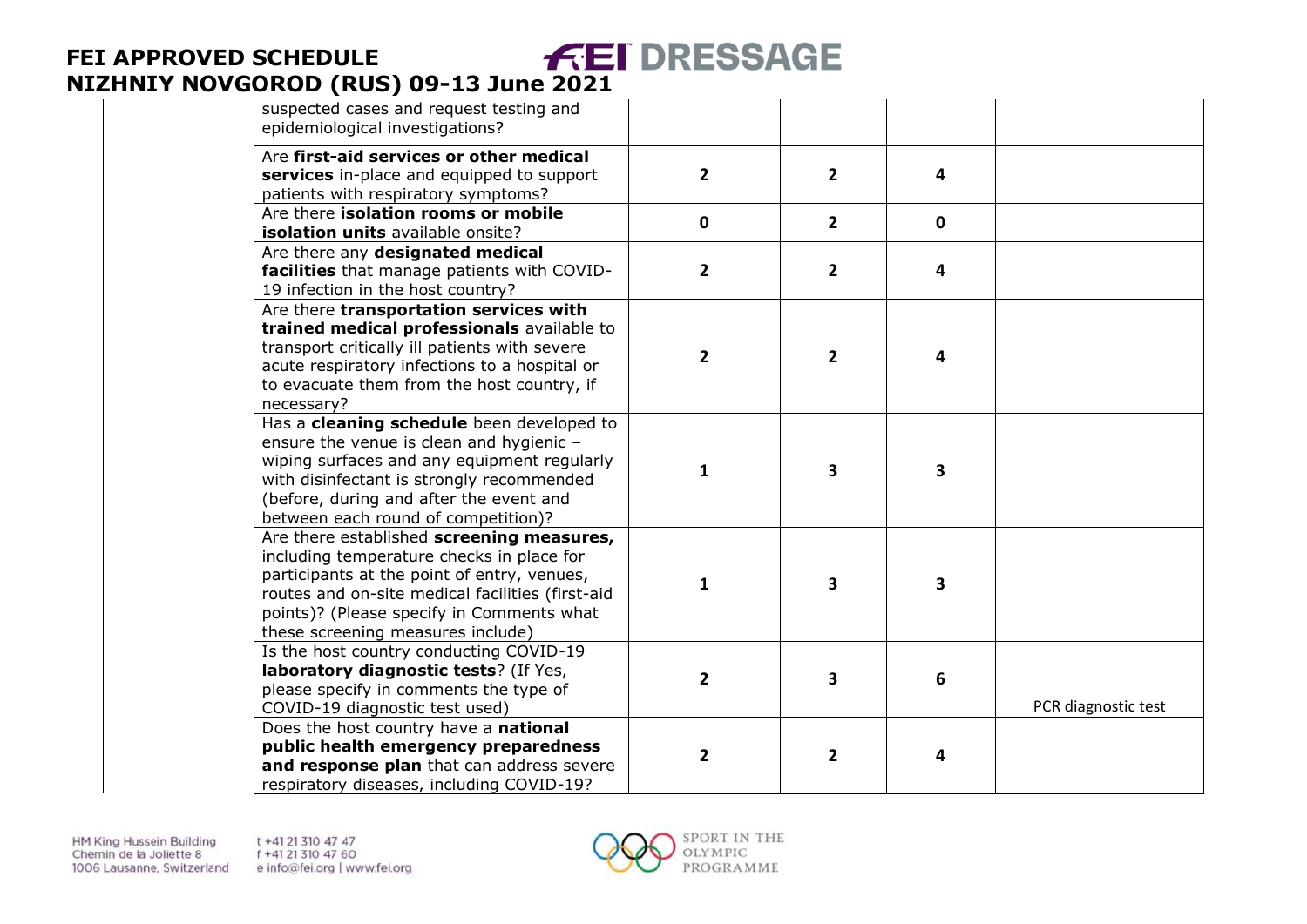| | | | | |
|---|---|---|---|---|
| suspected cases and request testing and epidemiological investigations? | | | | |
| Are **first-aid services or other medical services** in-place and equipped to support patients with respiratory symptoms? | **2** | **2** | **4** | |
| Are there **isolation rooms or mobile isolation units** available onsite? | **0** | **2** | **0** | |
| Are there any **designated medical facilities** that manage patients with COVID-19 infection in the host country? | **2** | **2** | **4** | |
| Are there **transportation services with trained medical professionals** available to transport critically ill patients with severe acute respiratory infections to a hospital or to evacuate them from the host country, if necessary? | **2** | **2** | **4** | |
| Has a **cleaning schedule** been developed to ensure the venue is clean and hygienic – wiping surfaces and any equipment regularly with disinfectant is strongly recommended (before, during and after the event and between each round of competition)? | **1** | **3** | **3** | |
| Are there established **screening measures,** including temperature checks in place for participants at the point of entry, venues, routes and on-site medical facilities (first-aid points)? (Please specify in Comments what these screening measures include) | **1** | **3** | **3** | |
| Is the host country conducting COVID-19 **laboratory diagnostic tests**? (If Yes, please specify in comments the type of COVID-19 diagnostic test used) | **2** | **3** | **6** | PCR diagnostic test |
| Does the host country have a **national public health emergency preparedness and response plan** that can address severe respiratory diseases, including COVID-19? | **2** | **2** | **4** | |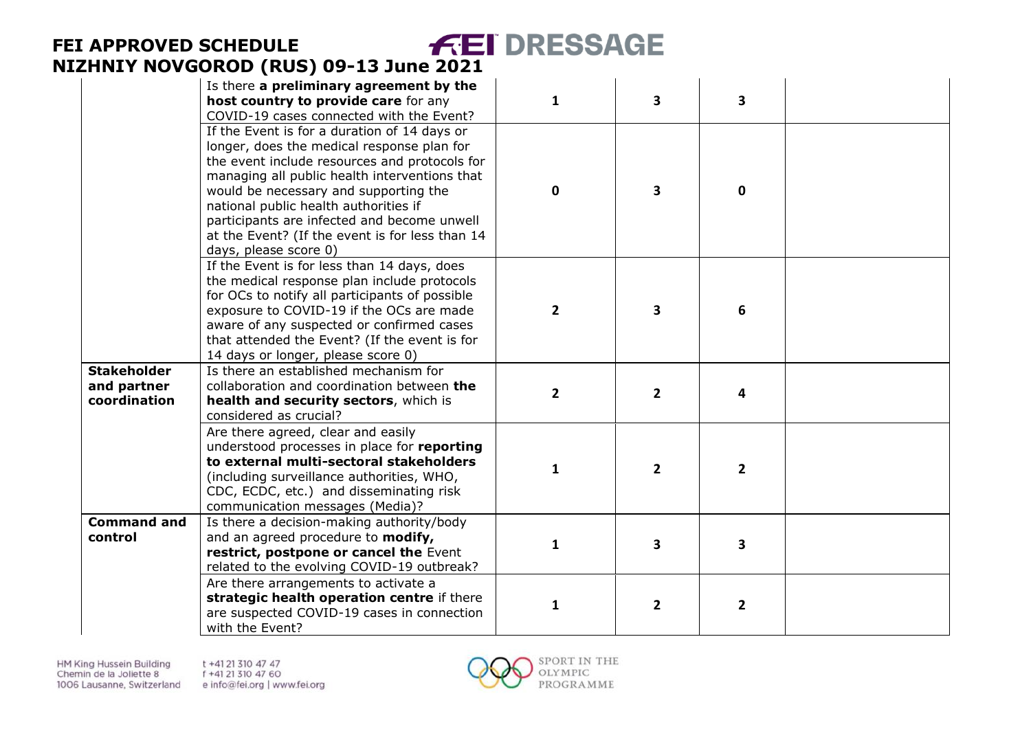| | | | | | |
|---|---|---|---|---|---|
| | Is there **a preliminary agreement by the host country to provide care** for any COVID-19 cases connected with the Event? | 1 | 3 | 3 | |
| | If the Event is for a duration of 14 days or longer, does the medical response plan for the event include resources and protocols for managing all public health interventions that would be necessary and supporting the national public health authorities if participants are infected and become unwell at the Event? (If the event is for less than 14 days, please score 0) | 0 | 3 | 0 | |
| | If the Event is for less than 14 days, does the medical response plan include protocols for OCs to notify all participants of possible exposure to COVID-19 if the OCs are made aware of any suspected or confirmed cases that attended the Event? (If the event is for 14 days or longer, please score 0) | 2 | 3 | 6 | |
| **Stakeholder and partner coordination** | Is there an established mechanism for collaboration and coordination between **the health and security sectors**, which is considered as crucial? | 2 | 2 | 4 | |
| | Are there agreed, clear and easily understood processes in place for **reporting to external multi-sectoral stakeholders** (including surveillance authorities, WHO, CDC, ECDC, etc.) and disseminating risk communication messages (Media)? | 1 | 2 | 2 | |
| **Command and control** | Is there a decision-making authority/body and an agreed procedure to **modify, restrict, postpone or cancel the** Event related to the evolving COVID-19 outbreak? | 1 | 3 | 3 | |
| | Are there arrangements to activate a **strategic health operation centre** if there are suspected COVID-19 cases in connection with the Event? | 1 | 2 | 2 | |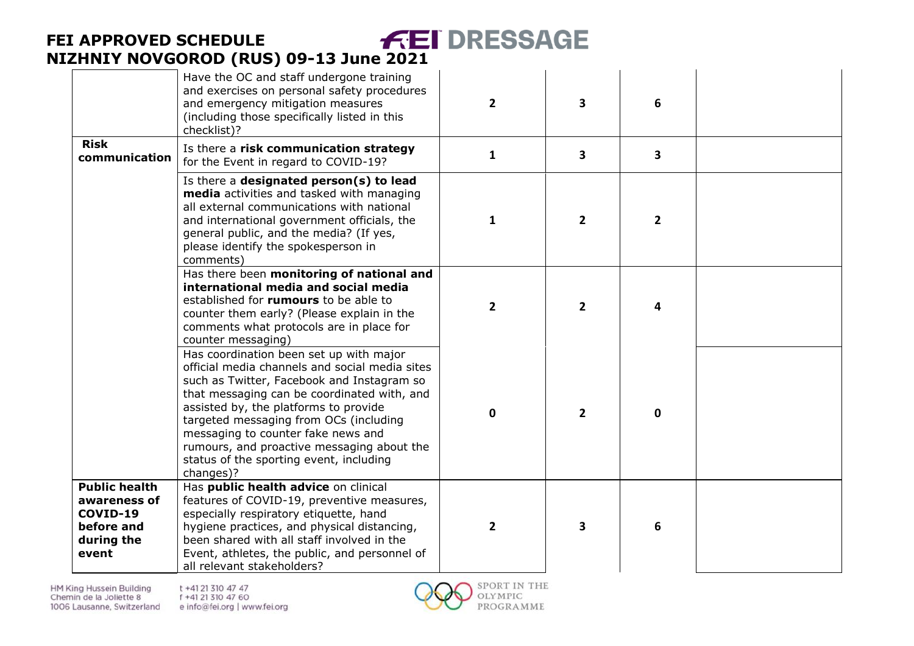| | | | | | |
|---|---|---|---|---|---|
| | Have the OC and staff undergone training and exercises on personal safety procedures and emergency mitigation measures (including those specifically listed in this checklist)? | **2** | **3** | **6** | |
| **Risk communication** | Is there a **risk communication strategy** for the Event in regard to COVID-19? | **1** | **3** | **3** | |
| | Is there a **designated person(s) to lead media** activities and tasked with managing all external communications with national and international government officials, the general public, and the media? (If yes, please identify the spokesperson in comments) | **1** | **2** | **2** | |
| | Has there been **monitoring of national and international media and social media** established for **rumours** to be able to counter them early? (Please explain in the comments what protocols are in place for counter messaging) | **2** | **2** | **4** | |
| | Has coordination been set up with major official media channels and social media sites such as Twitter, Facebook and Instagram so that messaging can be coordinated with, and assisted by, the platforms to provide targeted messaging from OCs (including messaging to counter fake news and rumours, and proactive messaging about the status of the sporting event, including changes)? | **0** | **2** | **0** | |
| **Public health awareness of COVID-19 before and during the event** | Has **public health advice** on clinical features of COVID-19, preventive measures, especially respiratory etiquette, hand hygiene practices, and physical distancing, been shared with all staff involved in the Event, athletes, the public, and personnel of all relevant stakeholders? | **2** | **3** | **6** | |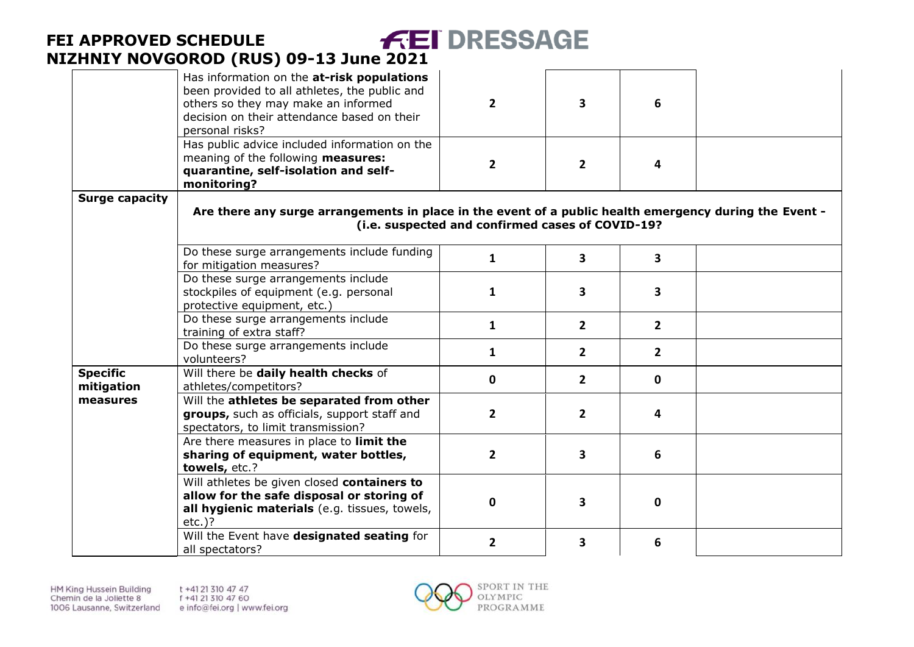| | | | | | |
|---|---|---|---|---|---|
| | Has information on the **at-risk populations** been provided to all athletes, the public and others so they may make an informed decision on their attendance based on their personal risks? | **2** | **3** | **6** | |
| | Has public advice included information on the meaning of the following **measures: quarantine, self-isolation and self-monitoring?** | **2** | **2** | **4** | |
| **Surge capacity** | **Are there any surge arrangements in place in the event of a public health emergency during the Event - (i.e. suspected and confirmed cases of COVID-19?** | | | | |
| | Do these surge arrangements include funding for mitigation measures? | **1** | **3** | **3** | |
| | Do these surge arrangements include stockpiles of equipment (e.g. personal protective equipment, etc.) | **1** | **3** | **3** | |
| | Do these surge arrangements include training of extra staff? | **1** | **2** | **2** | |
| | Do these surge arrangements include volunteers? | **1** | **2** | **2** | |
| **Specific mitigation measures** | Will there be **daily health checks** of athletes/competitors? | **0** | **2** | **0** | |
| | Will the **athletes be separated from other groups,** such as officials, support staff and spectators, to limit transmission? | **2** | **2** | **4** | |
| | Are there measures in place to **limit the sharing of equipment, water bottles, towels,** etc.? | **2** | **3** | **6** | |
| | Will athletes be given closed **containers to allow for the safe disposal or storing of all hygienic materials** (e.g. tissues, towels, etc.)? | **0** | **3** | **0** | |
| | Will the Event have **designated seating** for all spectators? | **2** | **3** | **6** | |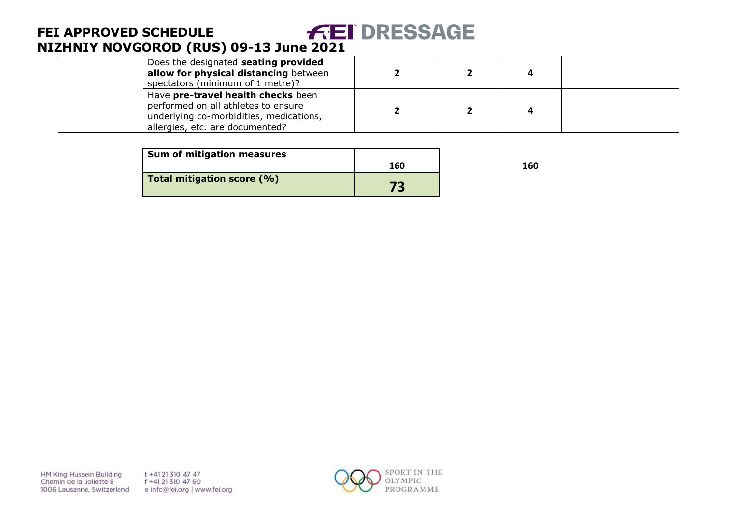| | | | | | |
|---|---|---|---|---|---|
| | Does the designated **seating provided allow for physical distancing** between spectators (minimum of 1 metre)? | **2** | **2** | **4** | |
| | Have **pre-travel health checks** been performed on all athletes to ensure underlying co-morbidities, medications, allergies, etc. are documented? | **2** | **2** | **4** | |

| | | | |
|---|---|---|---|
| **Sum of mitigation measures** | **160** | | **160** |
| **Total mitigation score (%)** | **73** | | |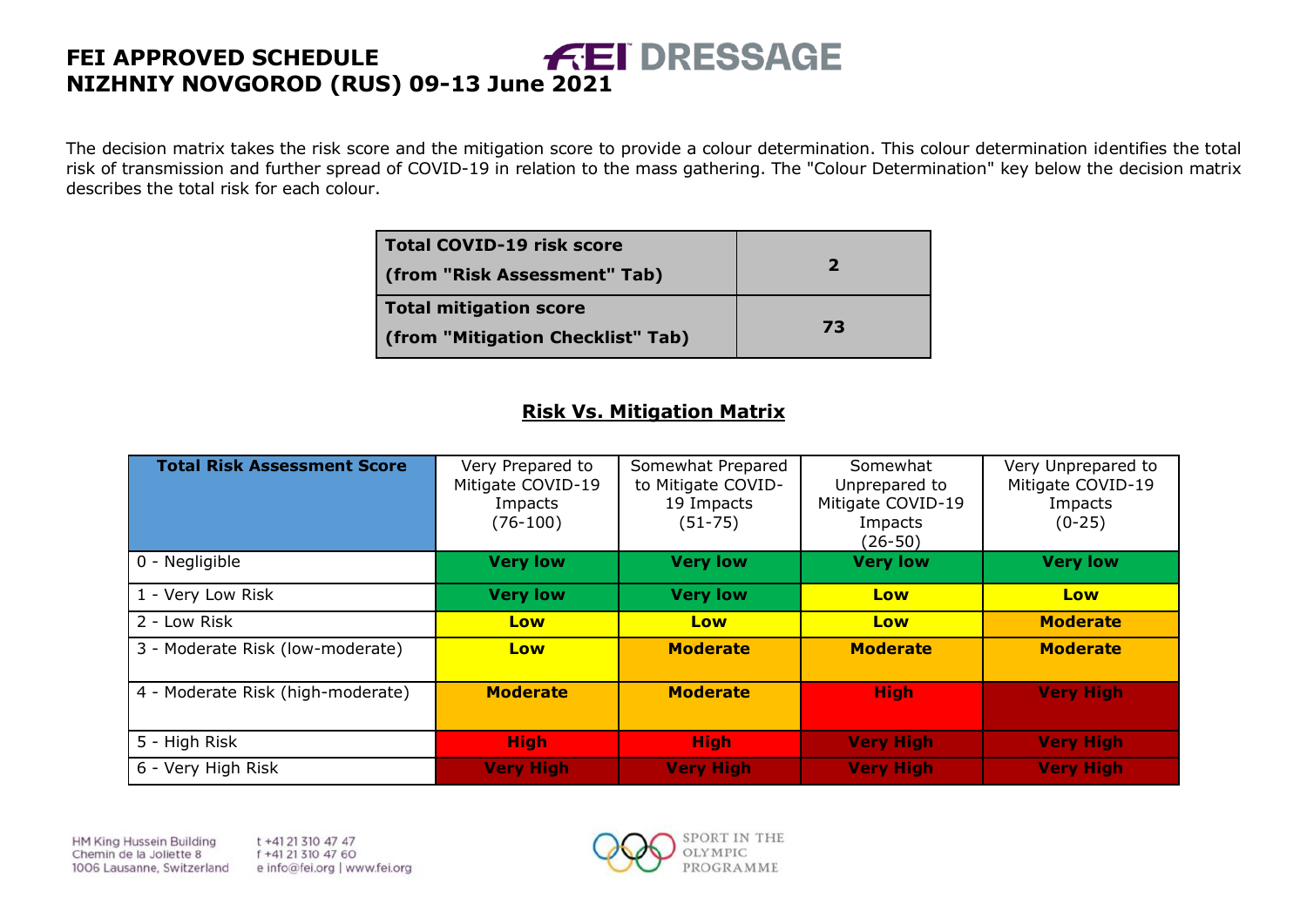# FEI APPROVED SCHEDULE
# NIZHNIY NOVGOROD (RUS) 09-13 June 2021

The decision matrix takes the risk score and the mitigation score to provide a colour determination. This colour determination identifies the total risk of transmission and further spread of COVID-19 in relation to the mass gathering. The "Colour Determination" key below the decision matrix describes the total risk for each colour.

| **Total COVID-19 risk score (from "Risk Assessment" Tab)** | **2** |
|---|---|
| **Total mitigation score (from "Mitigation Checklist" Tab)** | **73** |

## Risk Vs. Mitigation Matrix

| **Total Risk Assessment Score** | Very Prepared to Mitigate COVID-19 Impacts (76-100) | Somewhat Prepared to Mitigate COVID-19 Impacts (51-75) | Somewhat Unprepared to Mitigate COVID-19 Impacts (26-50) | Very Unprepared to Mitigate COVID-19 Impacts (0-25) |
|---|---|---|---|---|
| 0 - Negligible | **Very low** | **Very low** | **Very low** | **Very low** |
| 1 - Very Low Risk | **Very low** | **Very low** | **Low** | **Low** |
| 2 - Low Risk | **Low** | **Low** | **Low** | **Moderate** |
| 3 - Moderate Risk (low-moderate) | **Low** | **Moderate** | **Moderate** | **Moderate** |
| 4 - Moderate Risk (high-moderate) | **Moderate** | **Moderate** | **High** | **Very High** |
| 5 - High Risk | **High** | **High** | **Very High** | **Very High** |
| 6 - Very High Risk | **Very High** | **Very High** | **Very High** | **Very High** |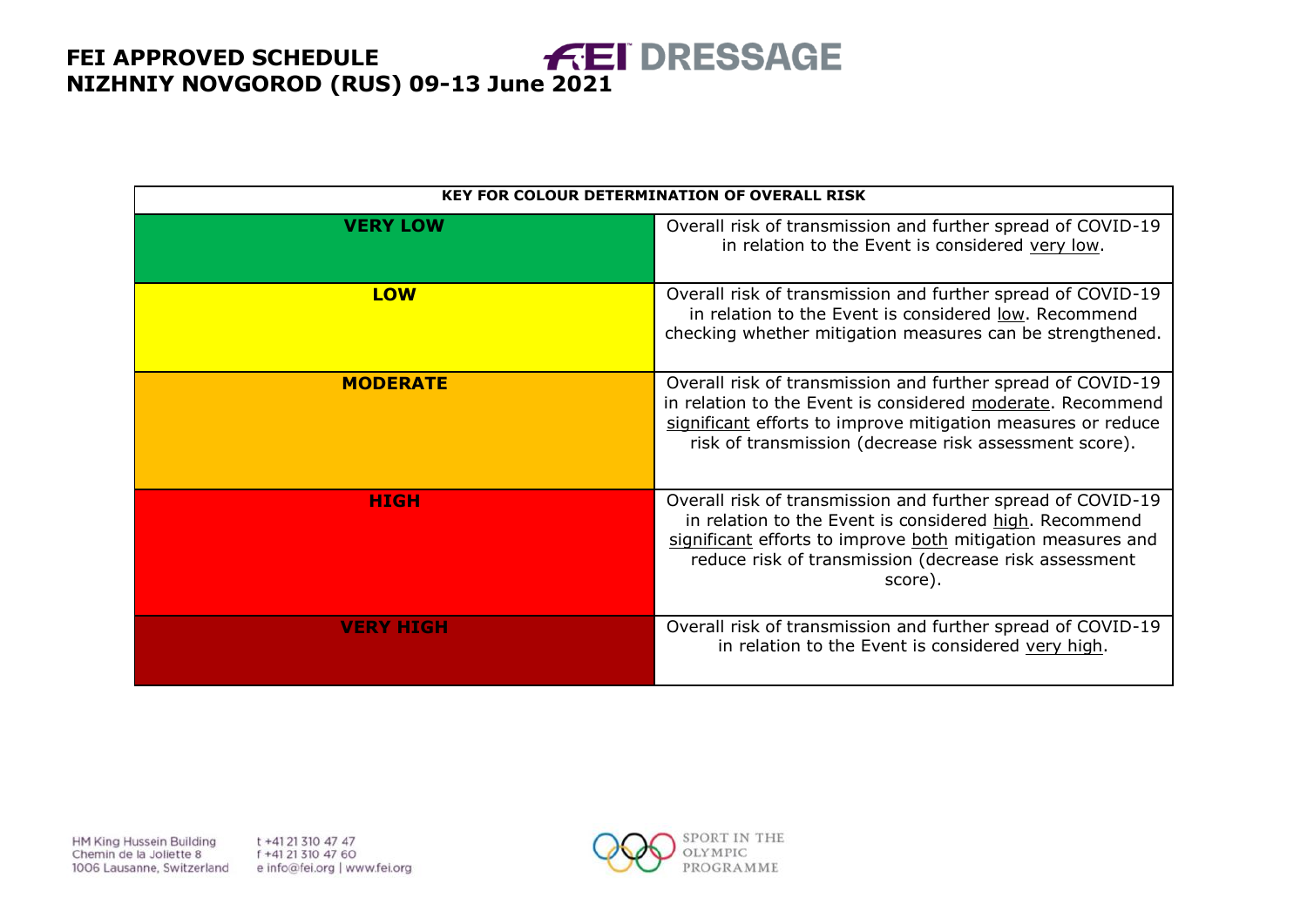| KEY FOR COLOUR DETERMINATION OF OVERALL RISK | |
|---|---|
| **VERY LOW** | Overall risk of transmission and further spread of COVID-19 in relation to the Event is considered very low. |
| **LOW** | Overall risk of transmission and further spread of COVID-19 in relation to the Event is considered low. Recommend checking whether mitigation measures can be strengthened. |
| **MODERATE** | Overall risk of transmission and further spread of COVID-19 in relation to the Event is considered moderate. Recommend significant efforts to improve mitigation measures or reduce risk of transmission (decrease risk assessment score). |
| **HIGH** | Overall risk of transmission and further spread of COVID-19 in relation to the Event is considered high. Recommend significant efforts to improve both mitigation measures and reduce risk of transmission (decrease risk assessment score). |
| **VERY HIGH** | Overall risk of transmission and further spread of COVID-19 in relation to the Event is considered very high. |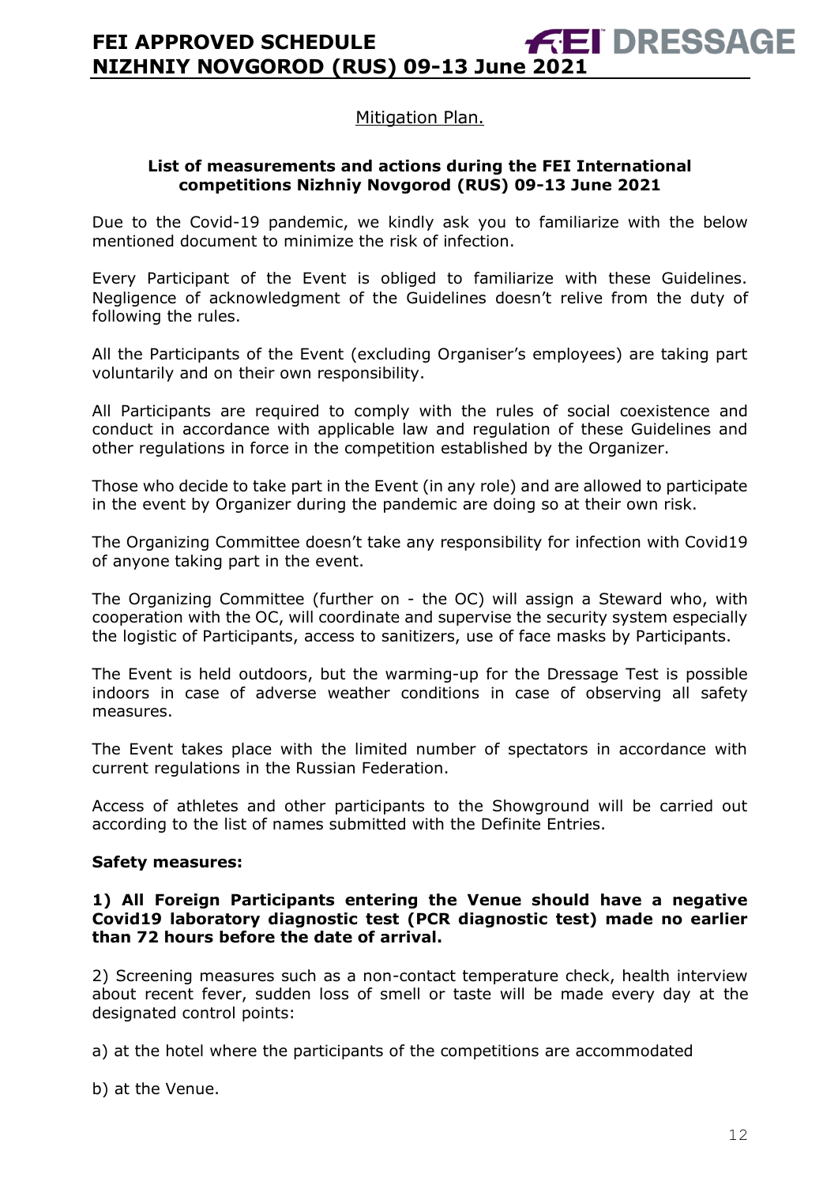## Mitigation Plan.

### List of measurements and actions during the FEI International competitions Nizhniy Novgorod (RUS) 09-13 June 2021

Due to the Covid-19 pandemic, we kindly ask you to familiarize with the below mentioned document to minimize the risk of infection.

Every Participant of the Event is obliged to familiarize with these Guidelines. Negligence of acknowledgment of the Guidelines doesn't relive from the duty of following the rules.

All the Participants of the Event (excluding Organiser's employees) are taking part voluntarily and on their own responsibility.

All Participants are required to comply with the rules of social coexistence and conduct in accordance with applicable law and regulation of these Guidelines and other regulations in force in the competition established by the Organizer.

Those who decide to take part in the Event (in any role) and are allowed to participate in the event by Organizer during the pandemic are doing so at their own risk.

The Organizing Committee doesn't take any responsibility for infection with Covid19 of anyone taking part in the event.

The Organizing Committee (further on - the OC) will assign a Steward who, with cooperation with the OC, will coordinate and supervise the security system especially the logistic of Participants, access to sanitizers, use of face masks by Participants.

The Event is held outdoors, but the warming-up for the Dressage Test is possible indoors in case of adverse weather conditions in case of observing all safety measures.

The Event takes place with the limited number of spectators in accordance with current regulations in the Russian Federation.

Access of athletes and other participants to the Showground will be carried out according to the list of names submitted with the Definite Entries.

**Safety measures:**

**1) All Foreign Participants entering the Venue should have a negative Covid19 laboratory diagnostic test (PCR diagnostic test) made no earlier than 72 hours before the date of arrival.**

2) Screening measures such as a non-contact temperature check, health interview about recent fever, sudden loss of smell or taste will be made every day at the designated control points:

a) at the hotel where the participants of the competitions are accommodated

b) at the Venue.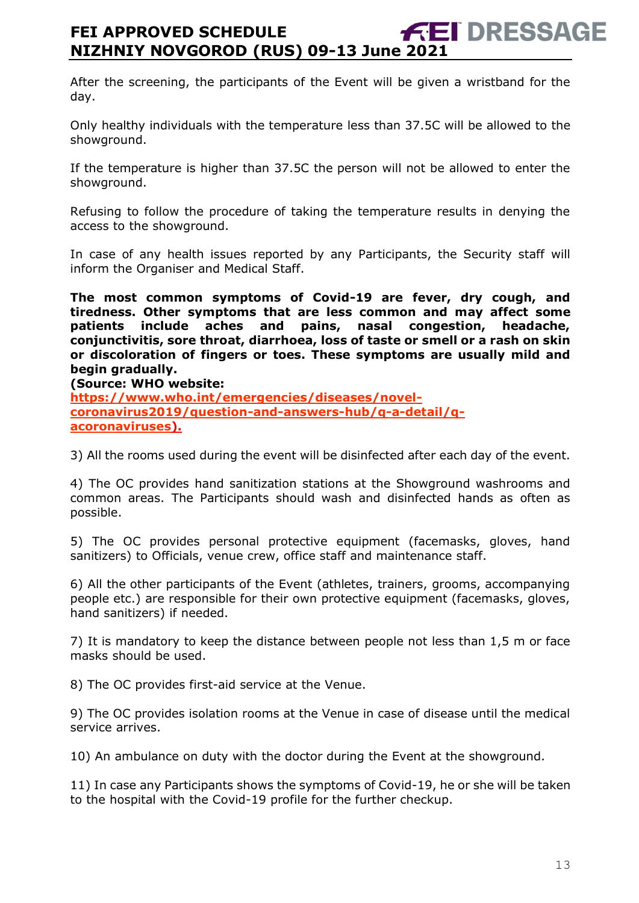After the screening, the participants of the Event will be given a wristband for the day.

Only healthy individuals with the temperature less than 37.5C will be allowed to the showground.

If the temperature is higher than 37.5C the person will not be allowed to enter the showground.

Refusing to follow the procedure of taking the temperature results in denying the access to the showground.

In case of any health issues reported by any Participants, the Security staff will inform the Organiser and Medical Staff.

**The most common symptoms of Covid-19 are fever, dry cough, and tiredness. Other symptoms that are less common and may affect some patients include aches and pains, nasal congestion, headache, conjunctivitis, sore throat, diarrhoea, loss of taste or smell or a rash on skin or discoloration of fingers or toes. These symptoms are usually mild and begin gradually.**
**(Source: WHO website:** **https://www.who.int/emergencies/diseases/novel-coronavirus2019/question-and-answers-hub/q-a-detail/q-acoronaviruses).**

3) All the rooms used during the event will be disinfected after each day of the event.

4) The OC provides hand sanitization stations at the Showground washrooms and common areas. The Participants should wash and disinfected hands as often as possible.

5) The OC provides personal protective equipment (facemasks, gloves, hand sanitizers) to Officials, venue crew, office staff and maintenance staff.

6) All the other participants of the Event (athletes, trainers, grooms, accompanying people etc.) are responsible for their own protective equipment (facemasks, gloves, hand sanitizers) if needed.

7) It is mandatory to keep the distance between people not less than 1,5 m or face masks should be used.

8) The OC provides first-aid service at the Venue.

9) The OC provides isolation rooms at the Venue in case of disease until the medical service arrives.

10) An ambulance on duty with the doctor during the Event at the showground.

11) In case any Participants shows the symptoms of Covid-19, he or she will be taken to the hospital with the Covid-19 profile for the further checkup.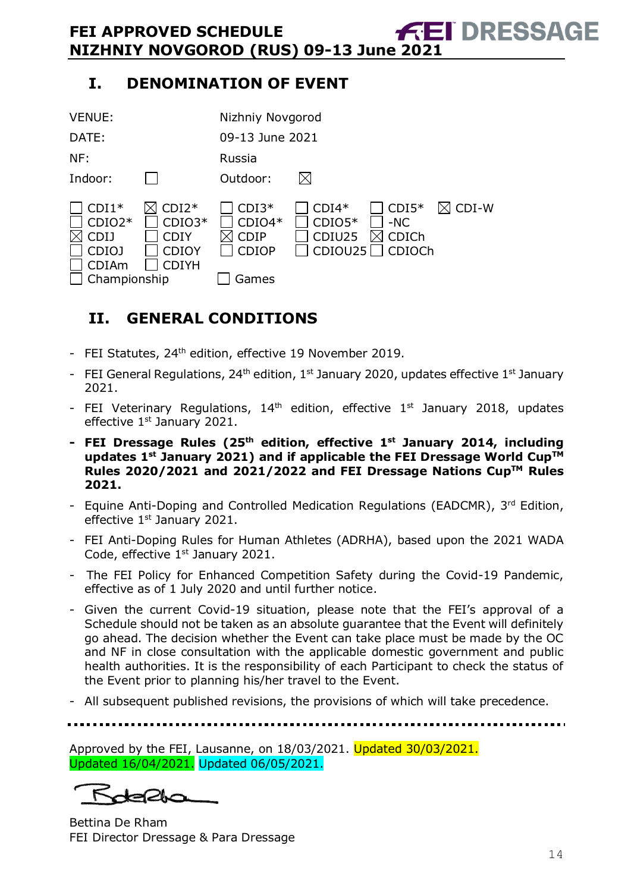# I. DENOMINATION OF EVENT

VENUE: Nizhniy Novgorod

DATE: 09-13 June 2021

NF: Russia

Indoor: ☐ Outdoor: ☒

| | | | | | |
|---|---|---|---|---|---|
| ☐ CDI1* | ☒ CDI2* | ☐ CDI3* | ☐ CDI4* | ☐ CDI5* | ☒ CDI-W |
| ☐ CDIO2* | ☐ CDIO3* | ☐ CDIO4* | ☐ CDIO5* | ☐ -NC | |
| ☒ CDIJ | ☐ CDIY | ☒ CDIP | ☐ CDIU25 | ☒ CDICh | |
| ☐ CDIOJ | ☐ CDIOY | ☐ CDIOP | ☐ CDIOU25 | ☐ CDIOCh | |
| ☐ CDIAm | ☐ CDIYH | | | | |
| ☐ Championship | | ☐ Games | | | |

# II. GENERAL CONDITIONS

- FEI Statutes, 24th edition, effective 19 November 2019.
- FEI General Regulations, 24th edition, 1st January 2020, updates effective 1st January 2021.
- FEI Veterinary Regulations, 14th edition, effective 1st January 2018, updates effective 1st January 2021.
- **FEI Dressage Rules (25th edition, effective 1st January 2014, including updates 1st January 2021) and if applicable the FEI Dressage World Cup™ Rules 2020/2021 and 2021/2022 and FEI Dressage Nations Cup™ Rules 2021.**
- Equine Anti-Doping and Controlled Medication Regulations (EADCMR), 3rd Edition, effective 1st January 2021.
- FEI Anti-Doping Rules for Human Athletes (ADRHA), based upon the 2021 WADA Code, effective 1st January 2021.
- The FEI Policy for Enhanced Competition Safety during the Covid-19 Pandemic, effective as of 1 July 2020 and until further notice.
- Given the current Covid-19 situation, please note that the FEI's approval of a Schedule should not be taken as an absolute guarantee that the Event will definitely go ahead. The decision whether the Event can take place must be made by the OC and NF in close consultation with the applicable domestic government and public health authorities. It is the responsibility of each Participant to check the status of the Event prior to planning his/her travel to the Event.
- All subsequent published revisions, the provisions of which will take precedence.

---

Approved by the FEI, Lausanne, on 18/03/2021. Updated 30/03/2021. Updated 16/04/2021. Updated 06/05/2021.

Bettina De Rham
FEI Director Dressage & Para Dressage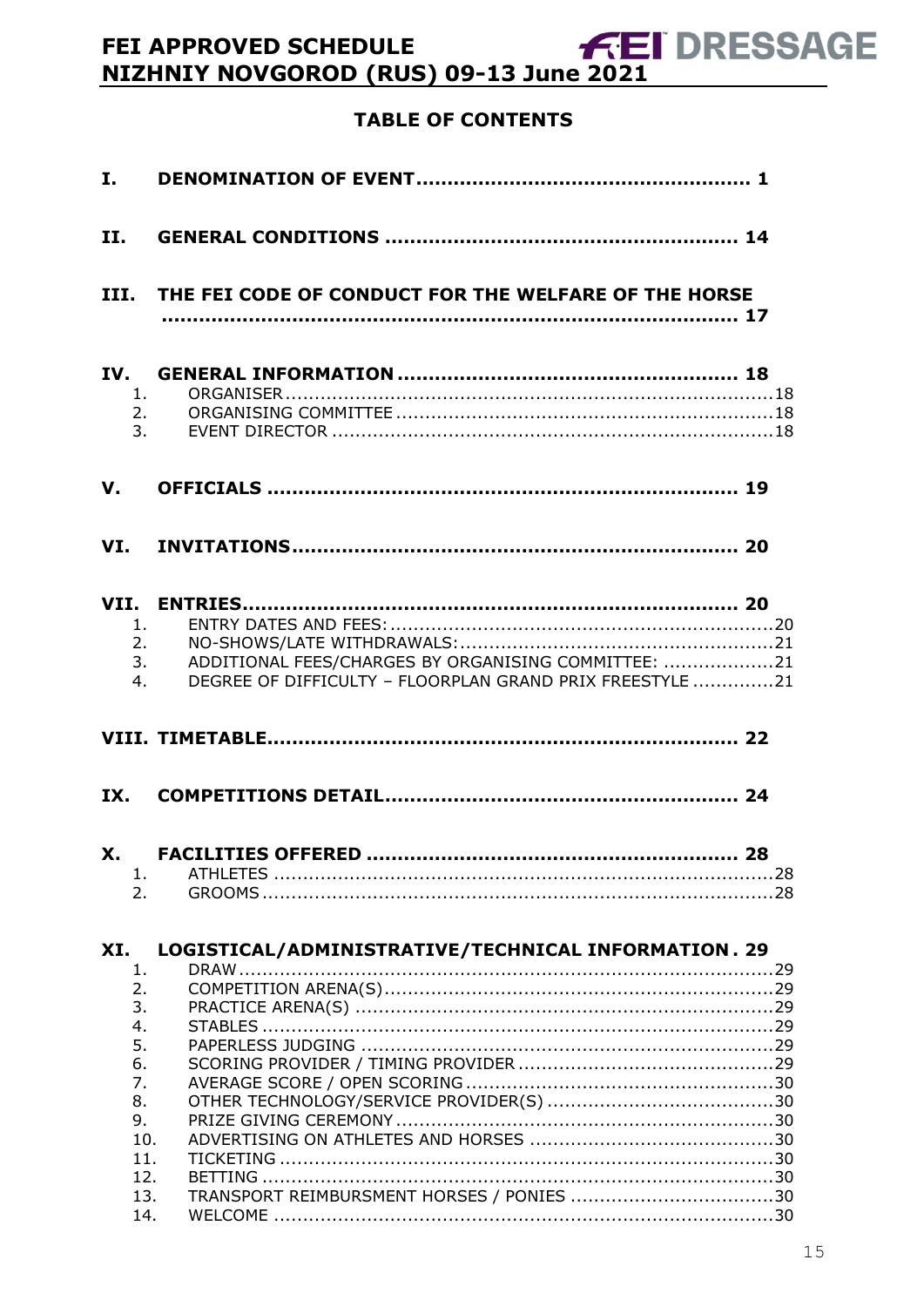## TABLE OF CONTENTS

**I. DENOMINATION OF EVENT ........................................................ 1**

**II. GENERAL CONDITIONS ........................................................ 14**

**III. THE FEI CODE OF CONDUCT FOR THE WELFARE OF THE HORSE ........................................................ 17**

**IV. GENERAL INFORMATION ........................................................ 18**

1. ORGANISER ........................................................ 18
2. ORGANISING COMMITTEE ........................................................ 18
3. EVENT DIRECTOR ........................................................ 18

**V. OFFICIALS ........................................................ 19**

**VI. INVITATIONS ........................................................ 20**

**VII. ENTRIES ........................................................ 20**

1. ENTRY DATES AND FEES: ........................................................ 20
2. NO-SHOWS/LATE WITHDRAWALS: ........................................................ 21
3. ADDITIONAL FEES/CHARGES BY ORGANISING COMMITTEE: ........................................................ 21
4. DEGREE OF DIFFICULTY – FLOORPLAN GRAND PRIX FREESTYLE ........................................................ 21

**VIII. TIMETABLE ........................................................ 22**

**IX. COMPETITIONS DETAIL ........................................................ 24**

**X. FACILITIES OFFERED ........................................................ 28**

1. ATHLETES ........................................................ 28
2. GROOMS ........................................................ 28

**XI. LOGISTICAL/ADMINISTRATIVE/TECHNICAL INFORMATION . 29**

1. DRAW ........................................................ 29
2. COMPETITION ARENA(S) ........................................................ 29
3. PRACTICE ARENA(S) ........................................................ 29
4. STABLES ........................................................ 29
5. PAPERLESS JUDGING ........................................................ 29
6. SCORING PROVIDER / TIMING PROVIDER ........................................................ 29
7. AVERAGE SCORE / OPEN SCORING ........................................................ 30
8. OTHER TECHNOLOGY/SERVICE PROVIDER(S) ........................................................ 30
9. PRIZE GIVING CEREMONY ........................................................ 30
10. ADVERTISING ON ATHLETES AND HORSES ........................................................ 30
11. TICKETING ........................................................ 30
12. BETTING ........................................................ 30
13. TRANSPORT REIMBURSMENT HORSES / PONIES ........................................................ 30
14. WELCOME ........................................................ 30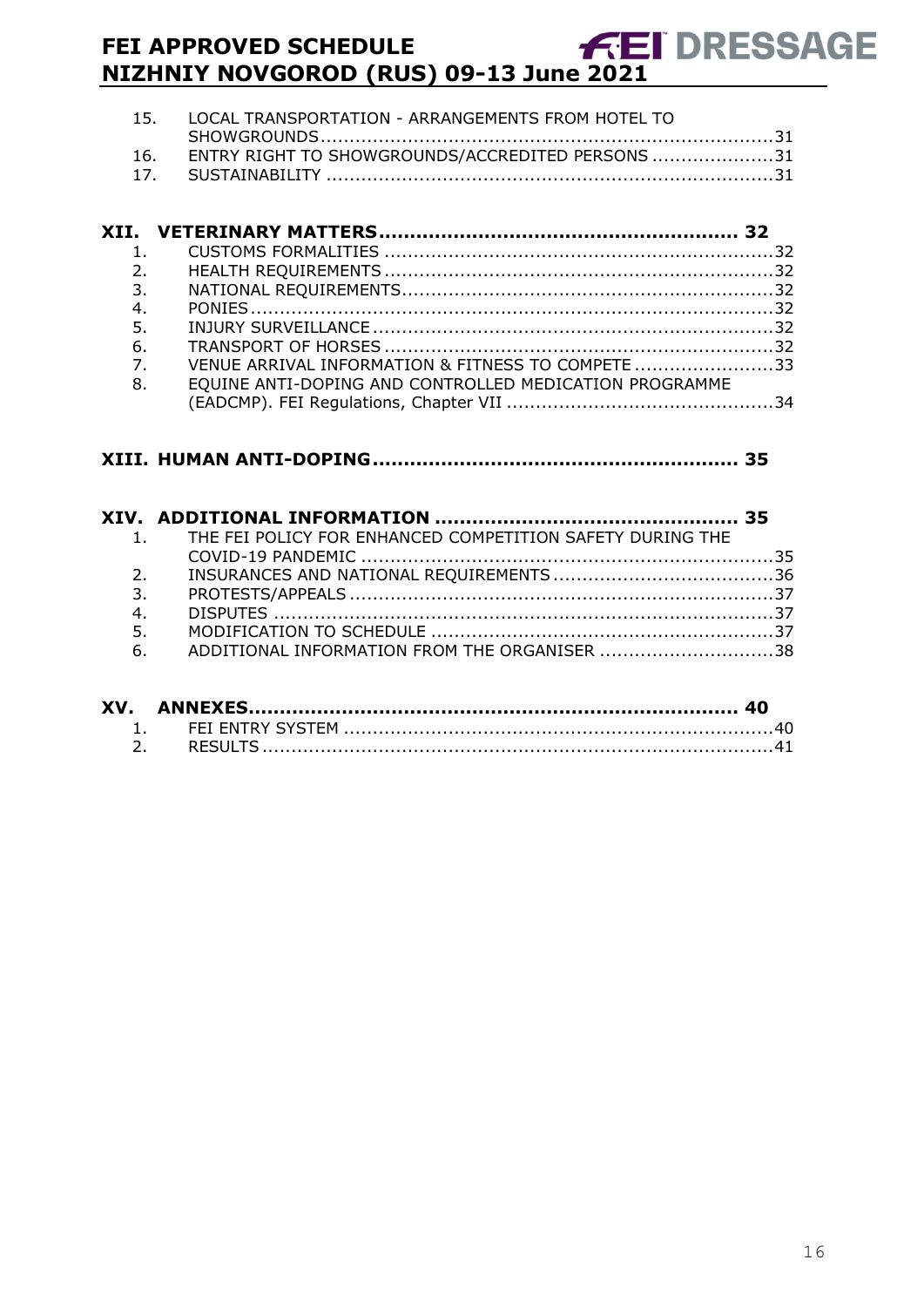15. LOCAL TRANSPORTATION - ARRANGEMENTS FROM HOTEL TO SHOWGROUNDS ....................................................................31
16. ENTRY RIGHT TO SHOWGROUNDS/ACCREDITED PERSONS ....................31
17. SUSTAINABILITY ....................................................................31

**XII. VETERINARY MATTERS ........................................................ 32**

1. CUSTOMS FORMALITIES ....................................................................32
2. HEALTH REQUIREMENTS ....................................................................32
3. NATIONAL REQUIREMENTS ....................................................................32
4. PONIES ....................................................................32
5. INJURY SURVEILLANCE ....................................................................32
6. TRANSPORT OF HORSES ....................................................................32
7. VENUE ARRIVAL INFORMATION & FITNESS TO COMPETE ........................33
8. EQUINE ANTI-DOPING AND CONTROLLED MEDICATION PROGRAMME (EADCMP). FEI Regulations, Chapter VII ..............................................34

**XIII. HUMAN ANTI-DOPING ........................................................ 35**

**XIV. ADDITIONAL INFORMATION ................................................ 35**

1. THE FEI POLICY FOR ENHANCED COMPETITION SAFETY DURING THE COVID-19 PANDEMIC ....................................................................35
2. INSURANCES AND NATIONAL REQUIREMENTS ....................................36
3. PROTESTS/APPEALS ....................................................................37
4. DISPUTES ....................................................................37
5. MODIFICATION TO SCHEDULE ....................................................................37
6. ADDITIONAL INFORMATION FROM THE ORGANISER ...............................38

**XV. ANNEXES ........................................................................ 40**

1. FEI ENTRY SYSTEM ....................................................................40
2. RESULTS ....................................................................41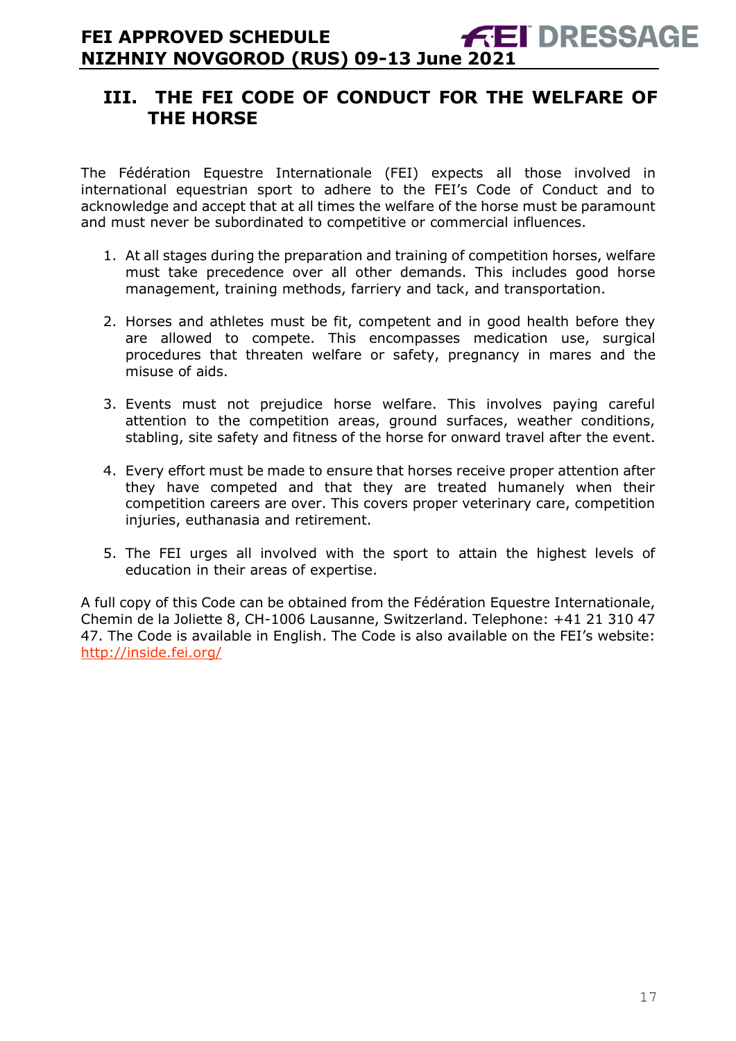## III. THE FEI CODE OF CONDUCT FOR THE WELFARE OF THE HORSE

The Fédération Equestre Internationale (FEI) expects all those involved in international equestrian sport to adhere to the FEI's Code of Conduct and to acknowledge and accept that at all times the welfare of the horse must be paramount and must never be subordinated to competitive or commercial influences.

1. At all stages during the preparation and training of competition horses, welfare must take precedence over all other demands. This includes good horse management, training methods, farriery and tack, and transportation.

2. Horses and athletes must be fit, competent and in good health before they are allowed to compete. This encompasses medication use, surgical procedures that threaten welfare or safety, pregnancy in mares and the misuse of aids.

3. Events must not prejudice horse welfare. This involves paying careful attention to the competition areas, ground surfaces, weather conditions, stabling, site safety and fitness of the horse for onward travel after the event.

4. Every effort must be made to ensure that horses receive proper attention after they have competed and that they are treated humanely when their competition careers are over. This covers proper veterinary care, competition injuries, euthanasia and retirement.

5. The FEI urges all involved with the sport to attain the highest levels of education in their areas of expertise.

A full copy of this Code can be obtained from the Fédération Equestre Internationale, Chemin de la Joliette 8, CH-1006 Lausanne, Switzerland. Telephone: +41 21 310 47 47. The Code is available in English. The Code is also available on the FEI's website: http://inside.fei.org/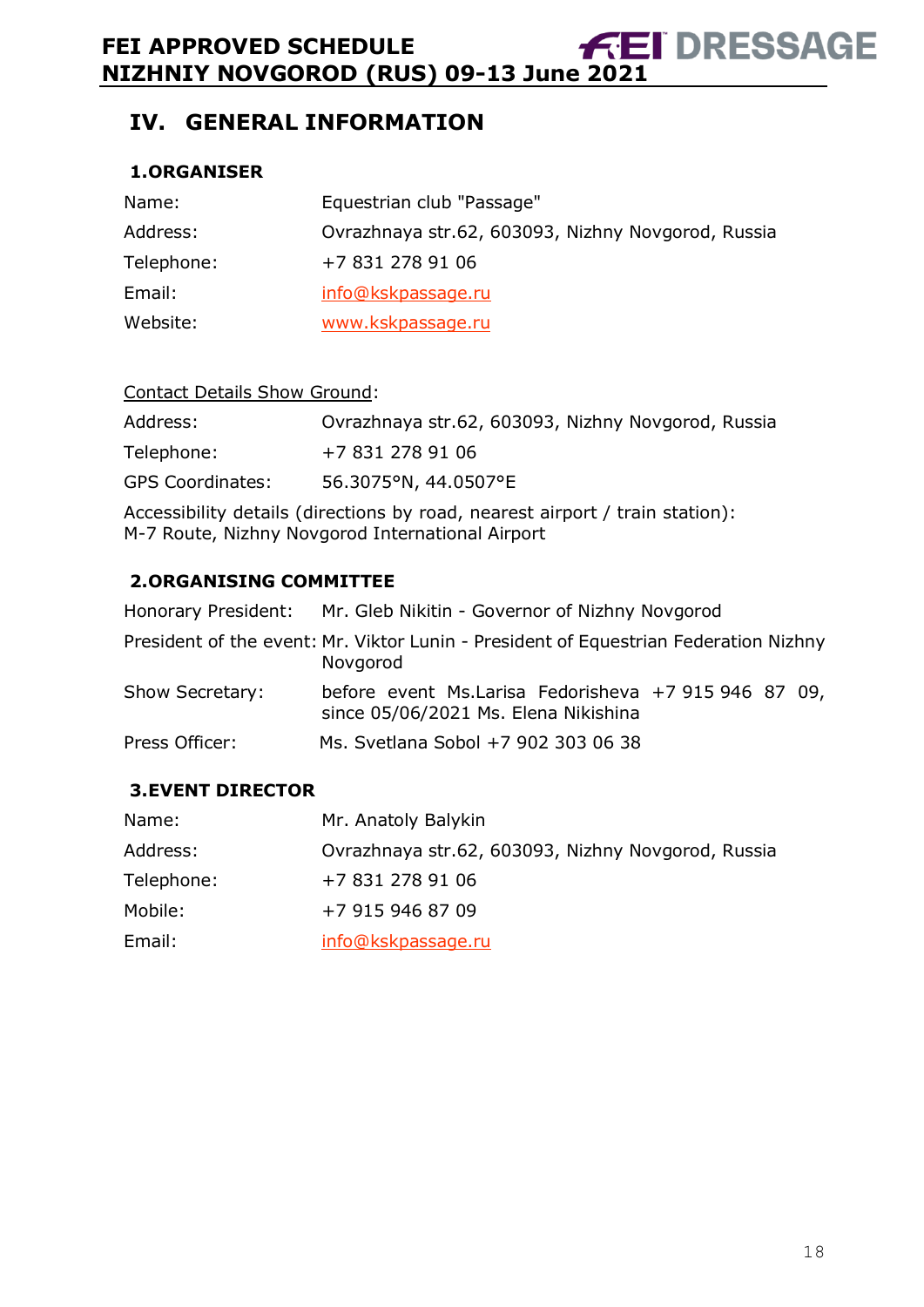## IV. GENERAL INFORMATION

### 1.ORGANISER

| | |
|---|---|
| Name: | Equestrian club "Passage" |
| Address: | Ovrazhnaya str.62, 603093, Nizhny Novgorod, Russia |
| Telephone: | +7 831 278 91 06 |
| Email: | info@kskpassage.ru |
| Website: | www.kskpassage.ru |

Contact Details Show Ground:

| | |
|---|---|
| Address: | Ovrazhnaya str.62, 603093, Nizhny Novgorod, Russia |
| Telephone: | +7 831 278 91 06 |
| GPS Coordinates: | 56.3075°N, 44.0507°E |

Accessibility details (directions by road, nearest airport / train station):
M-7 Route, Nizhny Novgorod International Airport

### 2.ORGANISING COMMITTEE

| | |
|---|---|
| Honorary President: | Mr. Gleb Nikitin - Governor of Nizhny Novgorod |
| President of the event: | Mr. Viktor Lunin - President of Equestrian Federation Nizhny Novgorod |
| Show Secretary: | before event Ms.Larisa Fedorisheva +7 915 946 87 09, since 05/06/2021 Ms. Elena Nikishina |
| Press Officer: | Ms. Svetlana Sobol +7 902 303 06 38 |

### 3.EVENT DIRECTOR

| | |
|---|---|
| Name: | Mr. Anatoly Balykin |
| Address: | Ovrazhnaya str.62, 603093, Nizhny Novgorod, Russia |
| Telephone: | +7 831 278 91 06 |
| Mobile: | +7 915 946 87 09 |
| Email: | info@kskpassage.ru |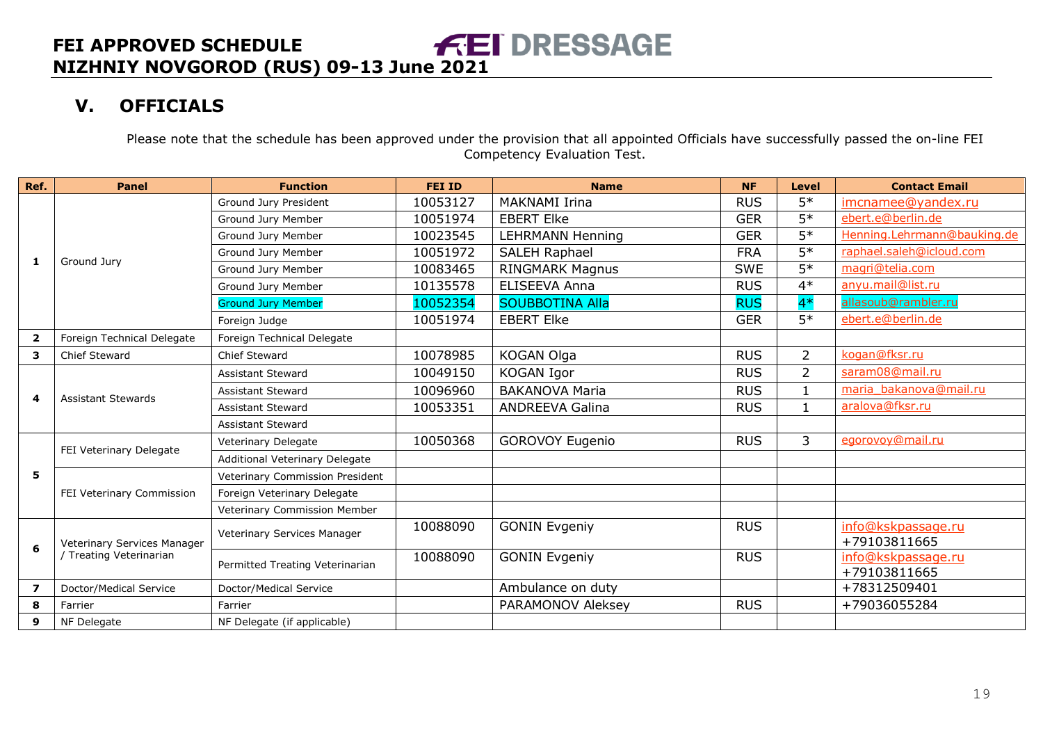## V. OFFICIALS

Please note that the schedule has been approved under the provision that all appointed Officials have successfully passed the on-line FEI Competency Evaluation Test.

| Ref. | Panel | Function | FEI ID | Name | NF | Level | Contact Email |
|---|---|---|---|---|---|---|---|
| 1 | Ground Jury | Ground Jury President | 10053127 | MAKNAMI Irina | RUS | 5* | imcnamee@yandex.ru |
| | | Ground Jury Member | 10051974 | EBERT Elke | GER | 5* | ebert.e@berlin.de |
| | | Ground Jury Member | 10023545 | LEHRMANN Henning | GER | 5* | Henning.Lehrmann@bauking.de |
| | | Ground Jury Member | 10051972 | SALEH Raphael | FRA | 5* | raphael.saleh@icloud.com |
| | | Ground Jury Member | 10083465 | RINGMARK Magnus | SWE | 5* | magri@telia.com |
| | | Ground Jury Member | 10135578 | ELISEEVA Anna | RUS | 4* | anyu.mail@list.ru |
| | | Ground Jury Member | 10052354 | SOUBBOTINA Alla | RUS | 4* | allasoub@rambler.ru |
| | | Foreign Judge | 10051974 | EBERT Elke | GER | 5* | ebert.e@berlin.de |
| 2 | Foreign Technical Delegate | Foreign Technical Delegate | | | | | |
| 3 | Chief Steward | Chief Steward | 10078985 | KOGAN Olga | RUS | 2 | kogan@fksr.ru |
| 4 | Assistant Stewards | Assistant Steward | 10049150 | KOGAN Igor | RUS | 2 | saram08@mail.ru |
| | | Assistant Steward | 10096960 | BAKANOVA Maria | RUS | 1 | maria_bakanova@mail.ru |
| | | Assistant Steward | 10053351 | ANDREEVA Galina | RUS | 1 | aralova@fksr.ru |
| | | Assistant Steward | | | | | |
| 5 | FEI Veterinary Delegate | Veterinary Delegate | 10050368 | GOROVOY Eugenio | RUS | 3 | egorovoy@mail.ru |
| | | Additional Veterinary Delegate | | | | | |
| | FEI Veterinary Commission | Veterinary Commission President | | | | | |
| | | Foreign Veterinary Delegate | | | | | |
| | | Veterinary Commission Member | | | | | |
| 6 | Veterinary Services Manager / Treating Veterinarian | Veterinary Services Manager | 10088090 | GONIN Evgeniy | RUS | | info@kskpassage.ru +79103811665 |
| | | Permitted Treating Veterinarian | 10088090 | GONIN Evgeniy | RUS | | info@kskpassage.ru +79103811665 |
| 7 | Doctor/Medical Service | Doctor/Medical Service | | Ambulance on duty | | | +78312509401 |
| 8 | Farrier | Farrier | | PARAMONOV Aleksey | RUS | | +79036055284 |
| 9 | NF Delegate | NF Delegate (if applicable) | | | | | |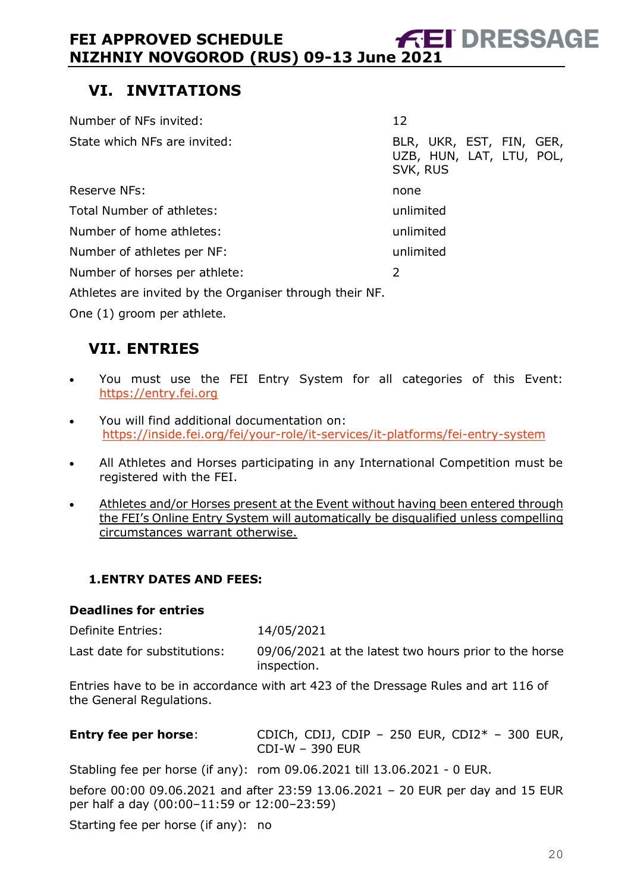## VI. INVITATIONS

| | |
|---|---|
| Number of NFs invited: | 12 |
| State which NFs are invited: | BLR, UKR, EST, FIN, GER, UZB, HUN, LAT, LTU, POL, SVK, RUS |
| Reserve NFs: | none |
| Total Number of athletes: | unlimited |
| Number of home athletes: | unlimited |
| Number of athletes per NF: | unlimited |
| Number of horses per athlete: | 2 |

Athletes are invited by the Organiser through their NF.

One (1) groom per athlete.

## VII. ENTRIES

- You must use the FEI Entry System for all categories of this Event: https://entry.fei.org
- You will find additional documentation on: https://inside.fei.org/fei/your-role/it-services/it-platforms/fei-entry-system
- All Athletes and Horses participating in any International Competition must be registered with the FEI.
- Athletes and/or Horses present at the Event without having been entered through the FEI's Online Entry System will automatically be disqualified unless compelling circumstances warrant otherwise.

### 1. ENTRY DATES AND FEES:

**Deadlines for entries**

| | |
|---|---|
| Definite Entries: | 14/05/2021 |
| Last date for substitutions: | 09/06/2021 at the latest two hours prior to the horse inspection. |

Entries have to be in accordance with art 423 of the Dressage Rules and art 116 of the General Regulations.

**Entry fee per horse**: CDICh, CDIJ, CDIP – 250 EUR, CDI2* – 300 EUR, CDI-W – 390 EUR

Stabling fee per horse (if any): rom 09.06.2021 till 13.06.2021 - 0 EUR.

before 00:00 09.06.2021 and after 23:59 13.06.2021 – 20 EUR per day and 15 EUR per half a day (00:00–11:59 or 12:00–23:59)

Starting fee per horse (if any): no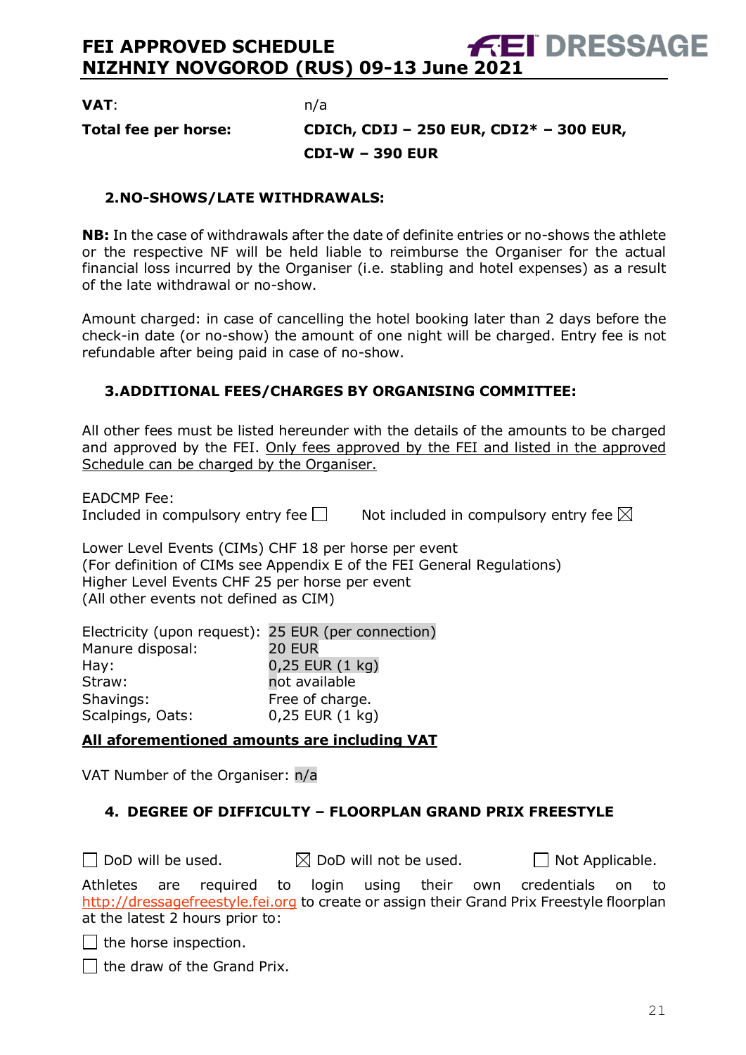**VAT**: n/a

**Total fee per horse:** **CDICh, CDIJ – 250 EUR, CDI2* – 300 EUR, CDI-W – 390 EUR**

### 2. NO-SHOWS/LATE WITHDRAWALS:

**NB:** In the case of withdrawals after the date of definite entries or no-shows the athlete or the respective NF will be held liable to reimburse the Organiser for the actual financial loss incurred by the Organiser (i.e. stabling and hotel expenses) as a result of the late withdrawal or no-show.

Amount charged: in case of cancelling the hotel booking later than 2 days before the check-in date (or no-show) the amount of one night will be charged. Entry fee is not refundable after being paid in case of no-show.

### 3. ADDITIONAL FEES/CHARGES BY ORGANISING COMMITTEE:

All other fees must be listed hereunder with the details of the amounts to be charged and approved by the FEI. Only fees approved by the FEI and listed in the approved Schedule can be charged by the Organiser.

EADCMP Fee:
Included in compulsory entry fee ☐ Not included in compulsory entry fee ☒

Lower Level Events (CIMs) CHF 18 per horse per event
(For definition of CIMs see Appendix E of the FEI General Regulations)
Higher Level Events CHF 25 per horse per event
(All other events not defined as CIM)

| | |
|---|---|
| Electricity (upon request): | 25 EUR (per connection) |
| Manure disposal: | 20 EUR |
| Hay: | 0,25 EUR (1 kg) |
| Straw: | not available |
| Shavings: | Free of charge. |
| Scalpings, Oats: | 0,25 EUR (1 kg) |

**All aforementioned amounts are including VAT**

VAT Number of the Organiser: n/a

### 4. DEGREE OF DIFFICULTY – FLOORPLAN GRAND PRIX FREESTYLE

☐ DoD will be used. ☒ DoD will not be used. ☐ Not Applicable.

Athletes are required to login using their own credentials on to http://dressagefreestyle.fei.org to create or assign their Grand Prix Freestyle floorplan at the latest 2 hours prior to:

☐ the horse inspection.

☐ the draw of the Grand Prix.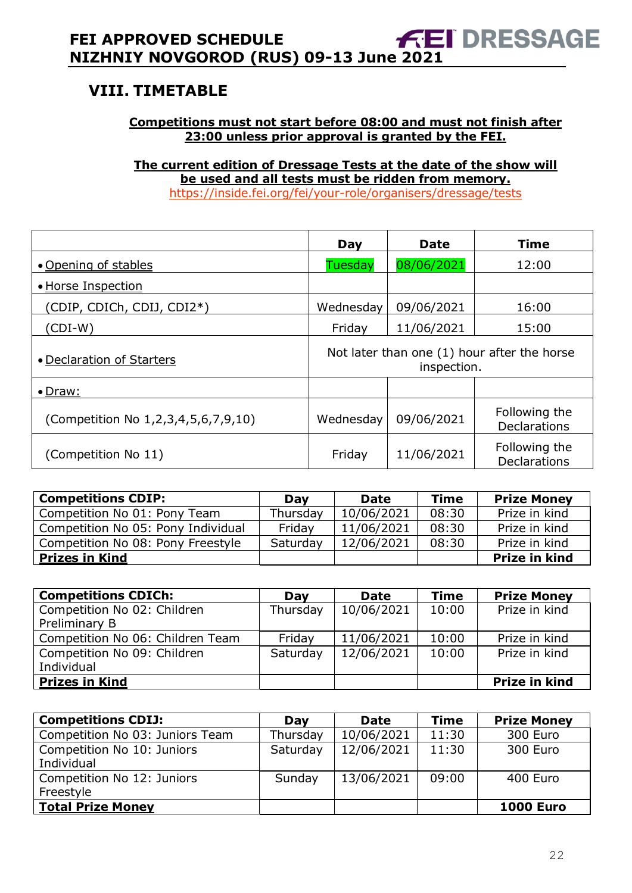## VIII. TIMETABLE

**Competitions must not start before 08:00 and must not finish after 23:00 unless prior approval is granted by the FEI.**

**The current edition of Dressage Tests at the date of the show will be used and all tests must be ridden from memory.**
https://inside.fei.org/fei/your-role/organisers/dressage/tests

| | Day | Date | Time |
|---|---|---|---|
| • Opening of stables | Tuesday | 08/06/2021 | 12:00 |
| • Horse Inspection | | | |
| (CDIP, CDICh, CDIJ, CDI2*) | Wednesday | 09/06/2021 | 16:00 |
| (CDI-W) | Friday | 11/06/2021 | 15:00 |
| • Declaration of Starters | Not later than one (1) hour after the horse inspection. | | |
| • Draw: | | | |
| (Competition No 1,2,3,4,5,6,7,9,10) | Wednesday | 09/06/2021 | Following the Declarations |
| (Competition No 11) | Friday | 11/06/2021 | Following the Declarations |

| **Competitions CDIP:** | **Day** | **Date** | **Time** | **Prize Money** |
|---|---|---|---|---|
| Competition No 01: Pony Team | Thursday | 10/06/2021 | 08:30 | Prize in kind |
| Competition No 05: Pony Individual | Friday | 11/06/2021 | 08:30 | Prize in kind |
| Competition No 08: Pony Freestyle | Saturday | 12/06/2021 | 08:30 | Prize in kind |
| **Prizes in Kind** | | | | **Prize in kind** |

| **Competitions CDICh:** | **Day** | **Date** | **Time** | **Prize Money** |
|---|---|---|---|---|
| Competition No 02: Children Preliminary B | Thursday | 10/06/2021 | 10:00 | Prize in kind |
| Competition No 06: Children Team | Friday | 11/06/2021 | 10:00 | Prize in kind |
| Competition No 09: Children Individual | Saturday | 12/06/2021 | 10:00 | Prize in kind |
| **Prizes in Kind** | | | | **Prize in kind** |

| **Competitions CDIJ:** | **Day** | **Date** | **Time** | **Prize Money** |
|---|---|---|---|---|
| Competition No 03: Juniors Team | Thursday | 10/06/2021 | 11:30 | 300 Euro |
| Competition No 10: Juniors Individual | Saturday | 12/06/2021 | 11:30 | 300 Euro |
| Competition No 12: Juniors Freestyle | Sunday | 13/06/2021 | 09:00 | 400 Euro |
| **Total Prize Money** | | | | **1000 Euro** |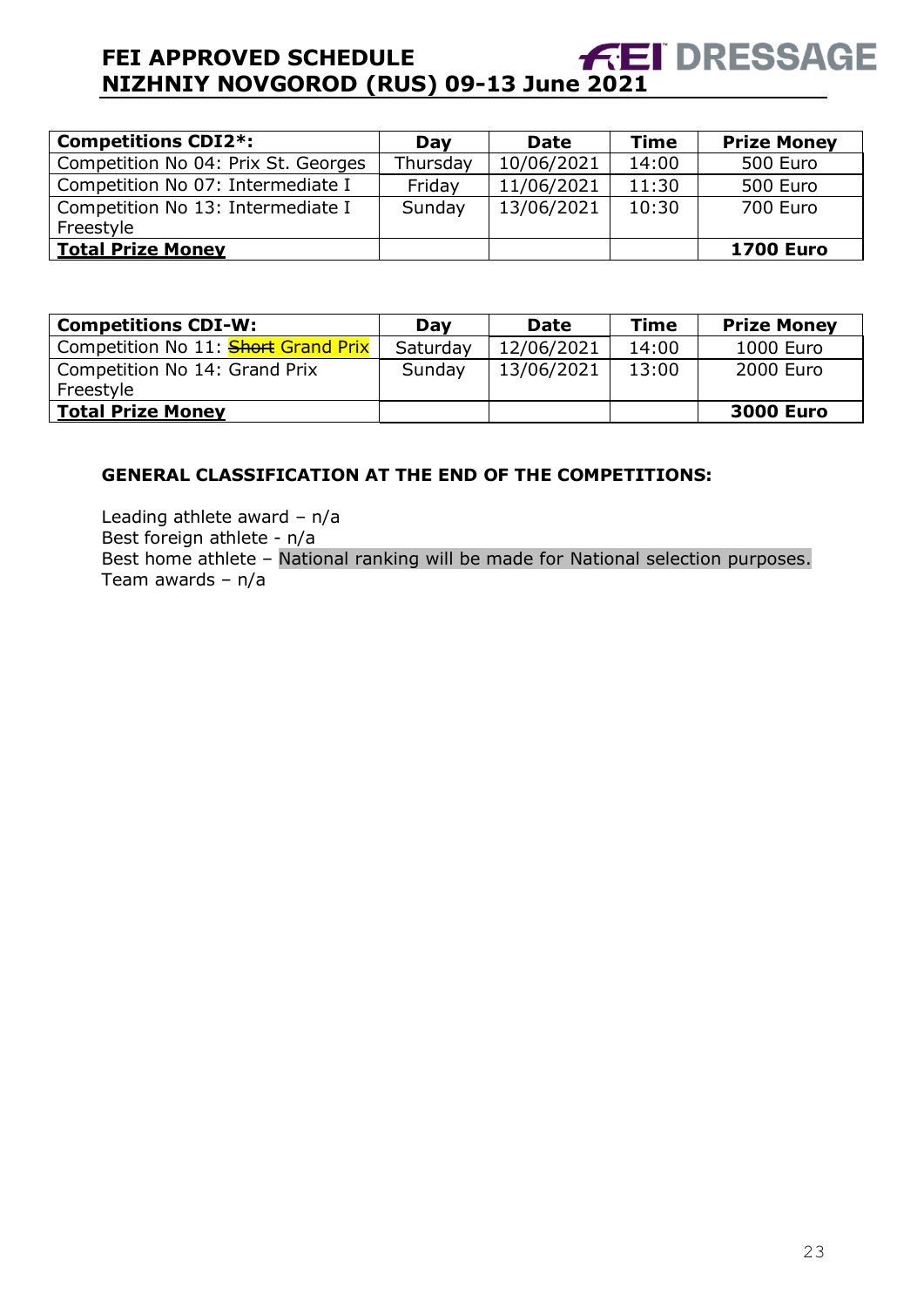| **Competitions CDI2*:** | **Day** | **Date** | **Time** | **Prize Money** |
|---|---|---|---|---|
| Competition No 04: Prix St. Georges | Thursday | 10/06/2021 | 14:00 | 500 Euro |
| Competition No 07: Intermediate I | Friday | 11/06/2021 | 11:30 | 500 Euro |
| Competition No 13: Intermediate I Freestyle | Sunday | 13/06/2021 | 10:30 | 700 Euro |
| **Total Prize Money** | | | | **1700 Euro** |

| **Competitions CDI-W:** | **Day** | **Date** | **Time** | **Prize Money** |
|---|---|---|---|---|
| Competition No 11: ~~Short~~ Grand Prix | Saturday | 12/06/2021 | 14:00 | 1000 Euro |
| Competition No 14: Grand Prix Freestyle | Sunday | 13/06/2021 | 13:00 | 2000 Euro |
| **Total Prize Money** | | | | **3000 Euro** |

**GENERAL CLASSIFICATION AT THE END OF THE COMPETITIONS:**

Leading athlete award – n/a
Best foreign athlete - n/a
Best home athlete – National ranking will be made for National selection purposes.
Team awards – n/a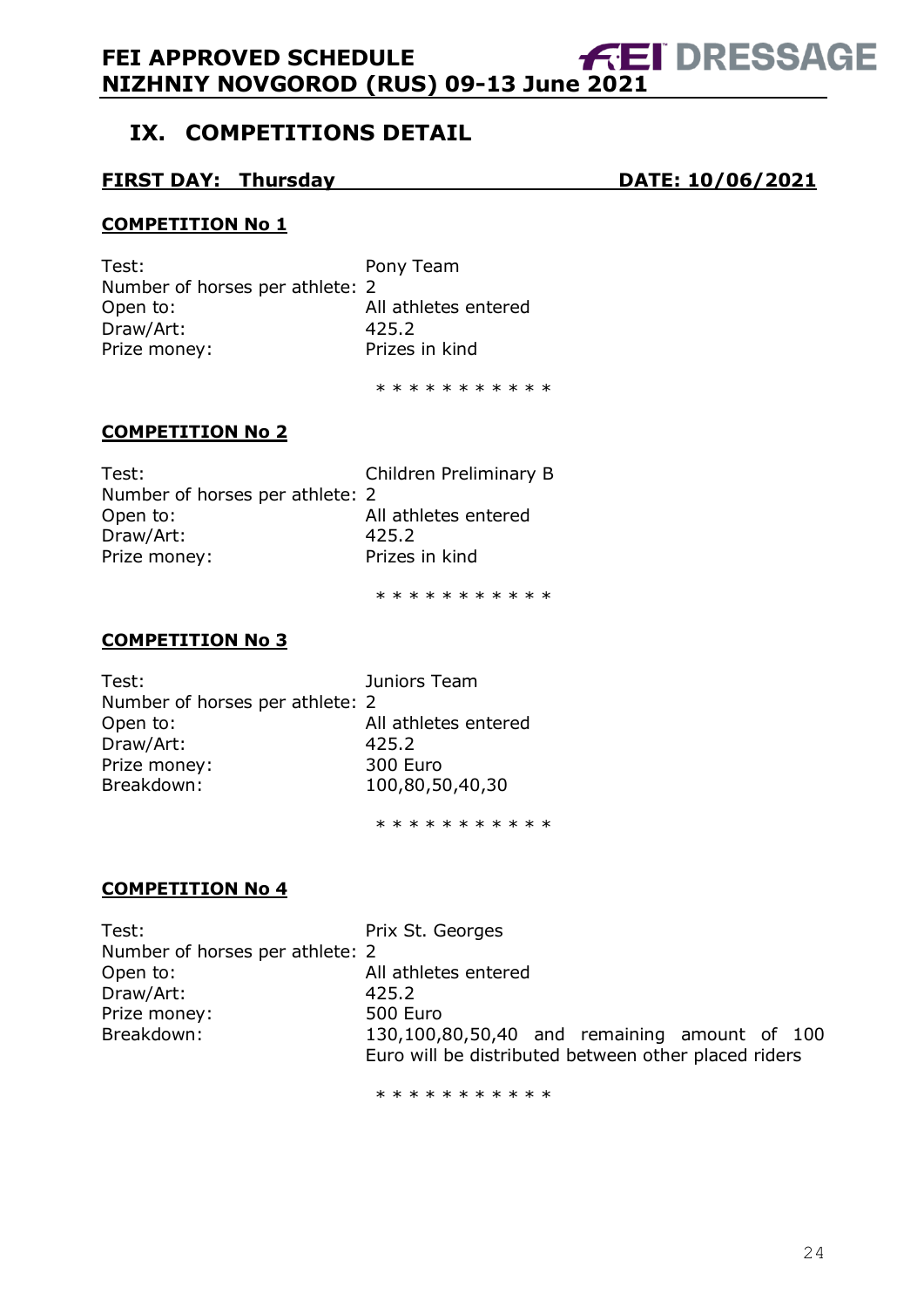# IX. COMPETITIONS DETAIL

## FIRST DAY: Thursday DATE: 10/06/2021

### COMPETITION No 1

Test: Pony Team
Number of horses per athlete: 2
Open to: All athletes entered
Draw/Art: 425.2
Prize money: Prizes in kind

* * * * * * * * * * *

### COMPETITION No 2

Test: Children Preliminary B
Number of horses per athlete: 2
Open to: All athletes entered
Draw/Art: 425.2
Prize money: Prizes in kind

* * * * * * * * * * *

### COMPETITION No 3

Test: Juniors Team
Number of horses per athlete: 2
Open to: All athletes entered
Draw/Art: 425.2
Prize money: 300 Euro
Breakdown: 100,80,50,40,30

* * * * * * * * * * *

### COMPETITION No 4

Test: Prix St. Georges
Number of horses per athlete: 2
Open to: All athletes entered
Draw/Art: 425.2
Prize money: 500 Euro
Breakdown: 130,100,80,50,40 and remaining amount of 100 Euro will be distributed between other placed riders

* * * * * * * * * * *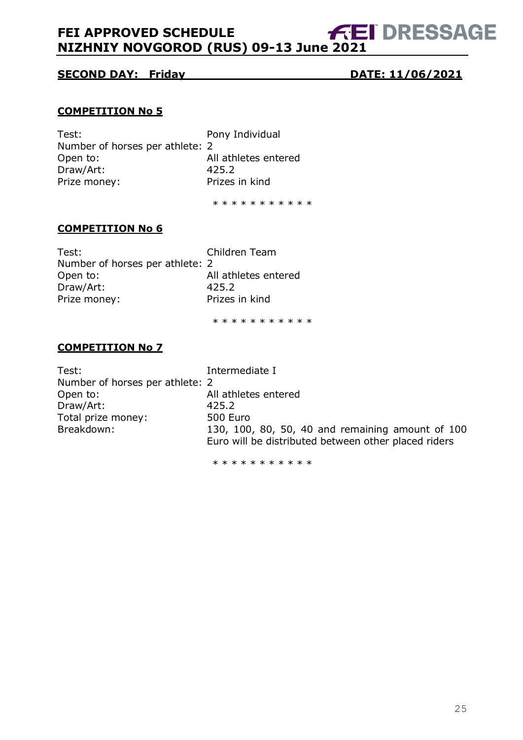## SECOND DAY: Friday DATE: 11/06/2021

### COMPETITION No 5

Test: Pony Individual
Number of horses per athlete: 2
Open to: All athletes entered
Draw/Art: 425.2
Prize money: Prizes in kind

\* \* \* \* \* \* \* \* \* \* \*

### COMPETITION No 6

Test: Children Team
Number of horses per athlete: 2
Open to: All athletes entered
Draw/Art: 425.2
Prize money: Prizes in kind

\* \* \* \* \* \* \* \* \* \* \*

### COMPETITION No 7

Test: Intermediate I
Number of horses per athlete: 2
Open to: All athletes entered
Draw/Art: 425.2
Total prize money: 500 Euro
Breakdown: 130, 100, 80, 50, 40 and remaining amount of 100 Euro will be distributed between other placed riders

\* \* \* \* \* \* \* \* \* \* \*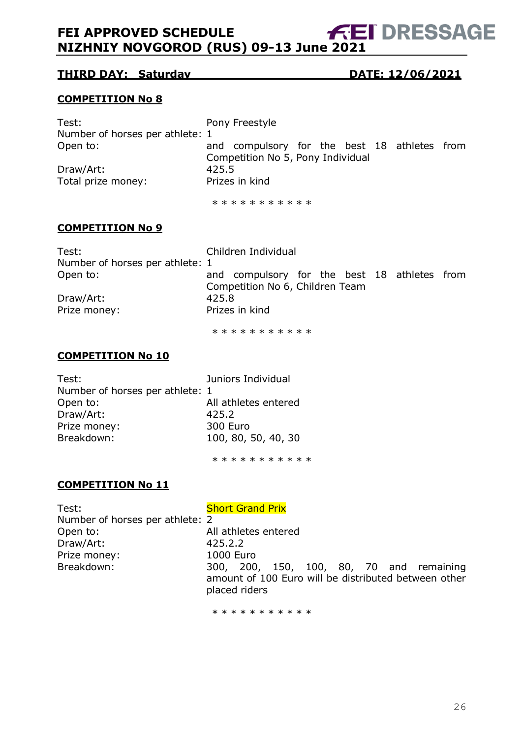## THIRD DAY: Saturday DATE: 12/06/2021

### COMPETITION No 8

Test: Pony Freestyle
Number of horses per athlete: 1
Open to: and compulsory for the best 18 athletes from Competition No 5, Pony Individual
Draw/Art: 425.5
Total prize money: Prizes in kind

* * * * * * * * * * *

### COMPETITION No 9

Test: Children Individual
Number of horses per athlete: 1
Open to: and compulsory for the best 18 athletes from Competition No 6, Children Team
Draw/Art: 425.8
Prize money: Prizes in kind

* * * * * * * * * * *

### COMPETITION No 10

Test: Juniors Individual
Number of horses per athlete: 1
Open to: All athletes entered
Draw/Art: 425.2
Prize money: 300 Euro
Breakdown: 100, 80, 50, 40, 30

* * * * * * * * * * *

### COMPETITION No 11

Test: ~~Short~~ Grand Prix
Number of horses per athlete: 2
Open to: All athletes entered
Draw/Art: 425.2.2
Prize money: 1000 Euro
Breakdown: 300, 200, 150, 100, 80, 70 and remaining amount of 100 Euro will be distributed between other placed riders

* * * * * * * * * * *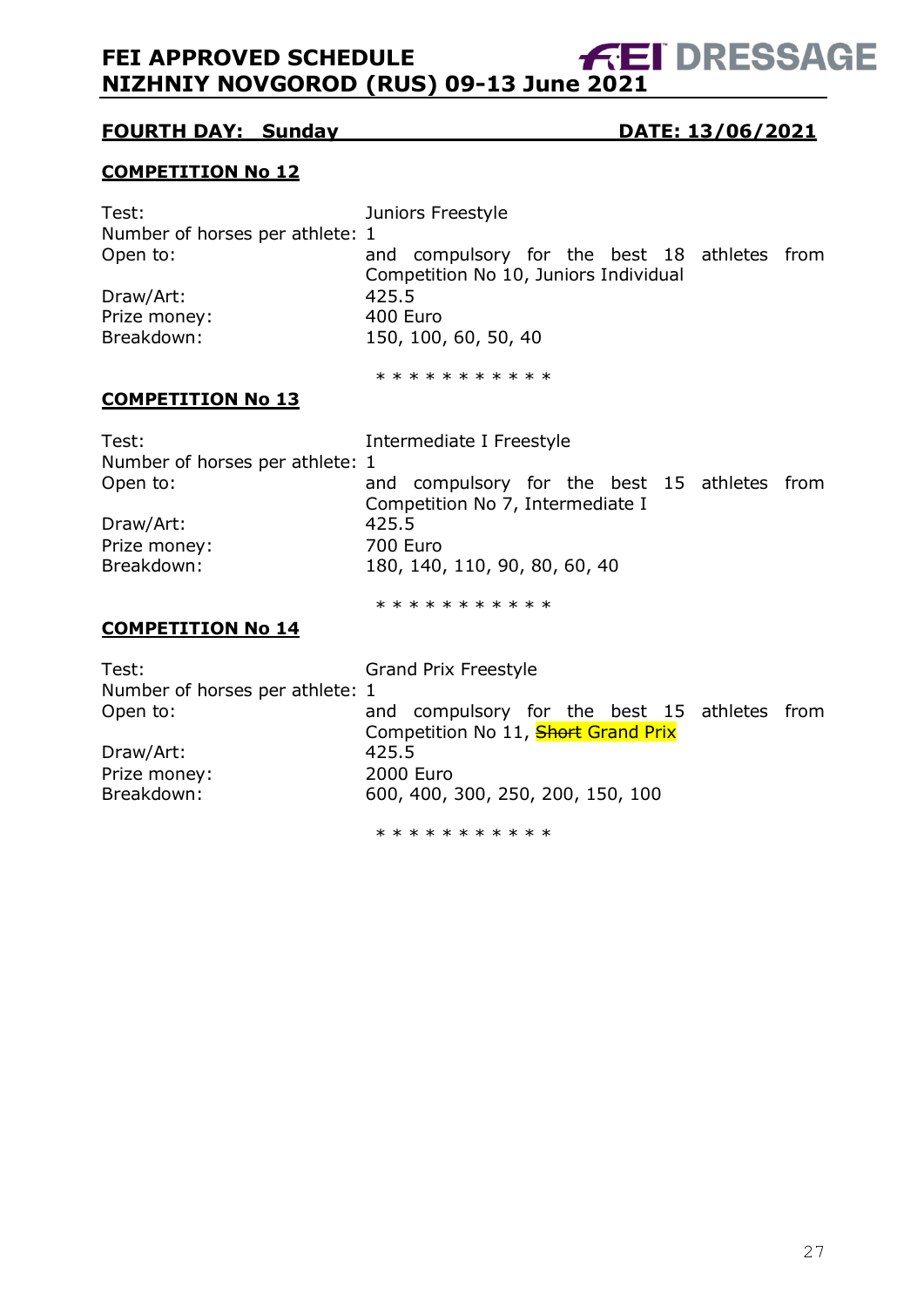## FOURTH DAY: Sunday DATE: 13/06/2021

### COMPETITION No 12

Test: Juniors Freestyle
Number of horses per athlete: 1
Open to: and compulsory for the best 18 athletes from Competition No 10, Juniors Individual
Draw/Art: 425.5
Prize money: 400 Euro
Breakdown: 150, 100, 60, 50, 40

* * * * * * * * * * *

### COMPETITION No 13

Test: Intermediate I Freestyle
Number of horses per athlete: 1
Open to: and compulsory for the best 15 athletes from Competition No 7, Intermediate I
Draw/Art: 425.5
Prize money: 700 Euro
Breakdown: 180, 140, 110, 90, 80, 60, 40

* * * * * * * * * * *

### COMPETITION No 14

Test: Grand Prix Freestyle
Number of horses per athlete: 1
Open to: and compulsory for the best 15 athletes from Competition No 11, ~~Short~~ Grand Prix
Draw/Art: 425.5
Prize money: 2000 Euro
Breakdown: 600, 400, 300, 250, 200, 150, 100

* * * * * * * * * * *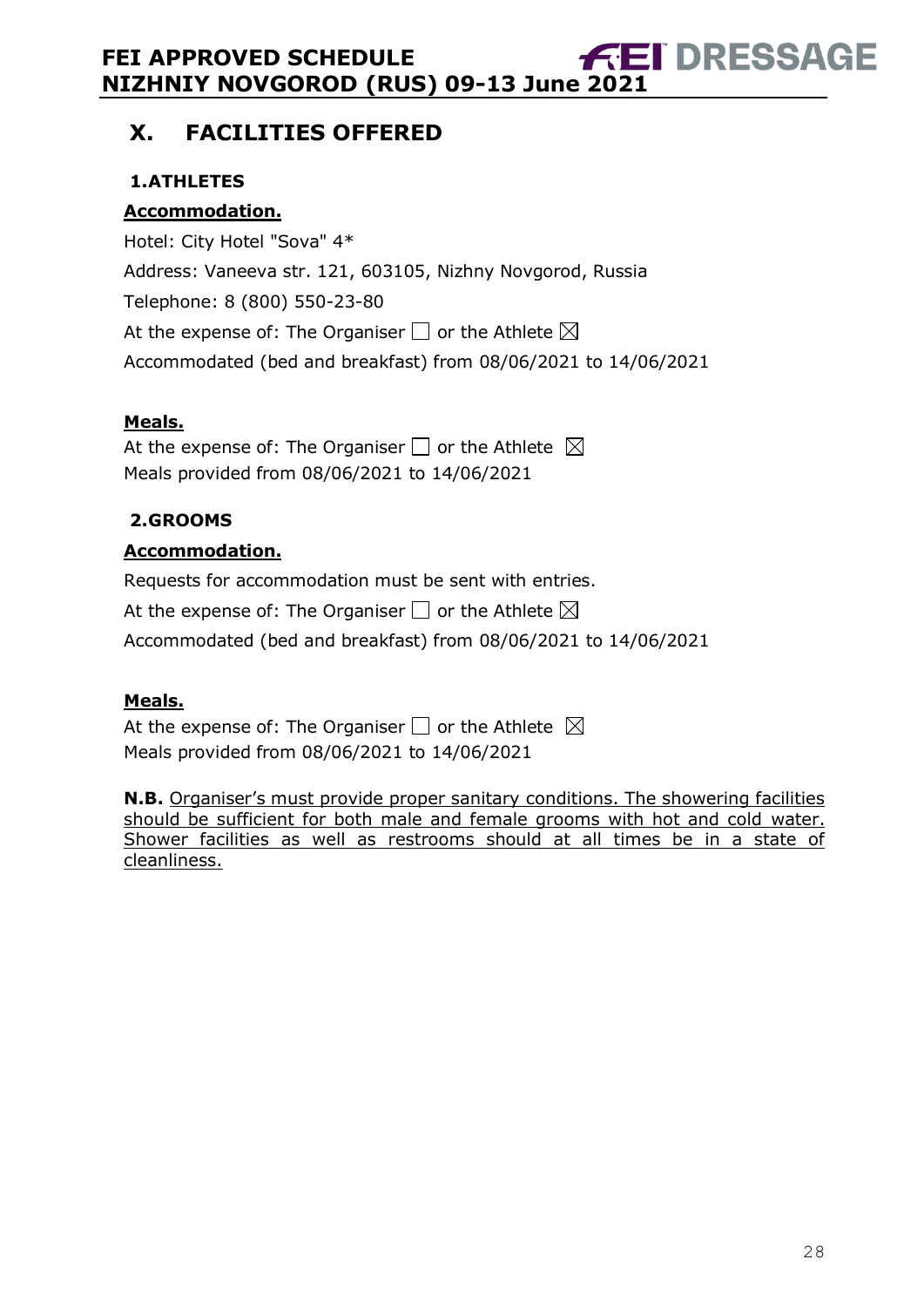# X. FACILITIES OFFERED

## 1.ATHLETES

**Accommodation.**

Hotel: City Hotel "Sova" 4*

Address: Vaneeva str. 121, 603105, Nizhny Novgorod, Russia

Telephone: 8 (800) 550-23-80

At the expense of: The Organiser ☐ or the Athlete ☒

Accommodated (bed and breakfast) from 08/06/2021 to 14/06/2021

**Meals.**

At the expense of: The Organiser ☐ or the Athlete ☒

Meals provided from 08/06/2021 to 14/06/2021

## 2.GROOMS

**Accommodation.**

Requests for accommodation must be sent with entries.

At the expense of: The Organiser ☐ or the Athlete ☒

Accommodated (bed and breakfast) from 08/06/2021 to 14/06/2021

**Meals.**

At the expense of: The Organiser ☐ or the Athlete ☒

Meals provided from 08/06/2021 to 14/06/2021

**N.B.** Organiser's must provide proper sanitary conditions. The showering facilities should be sufficient for both male and female grooms with hot and cold water. Shower facilities as well as restrooms should at all times be in a state of cleanliness.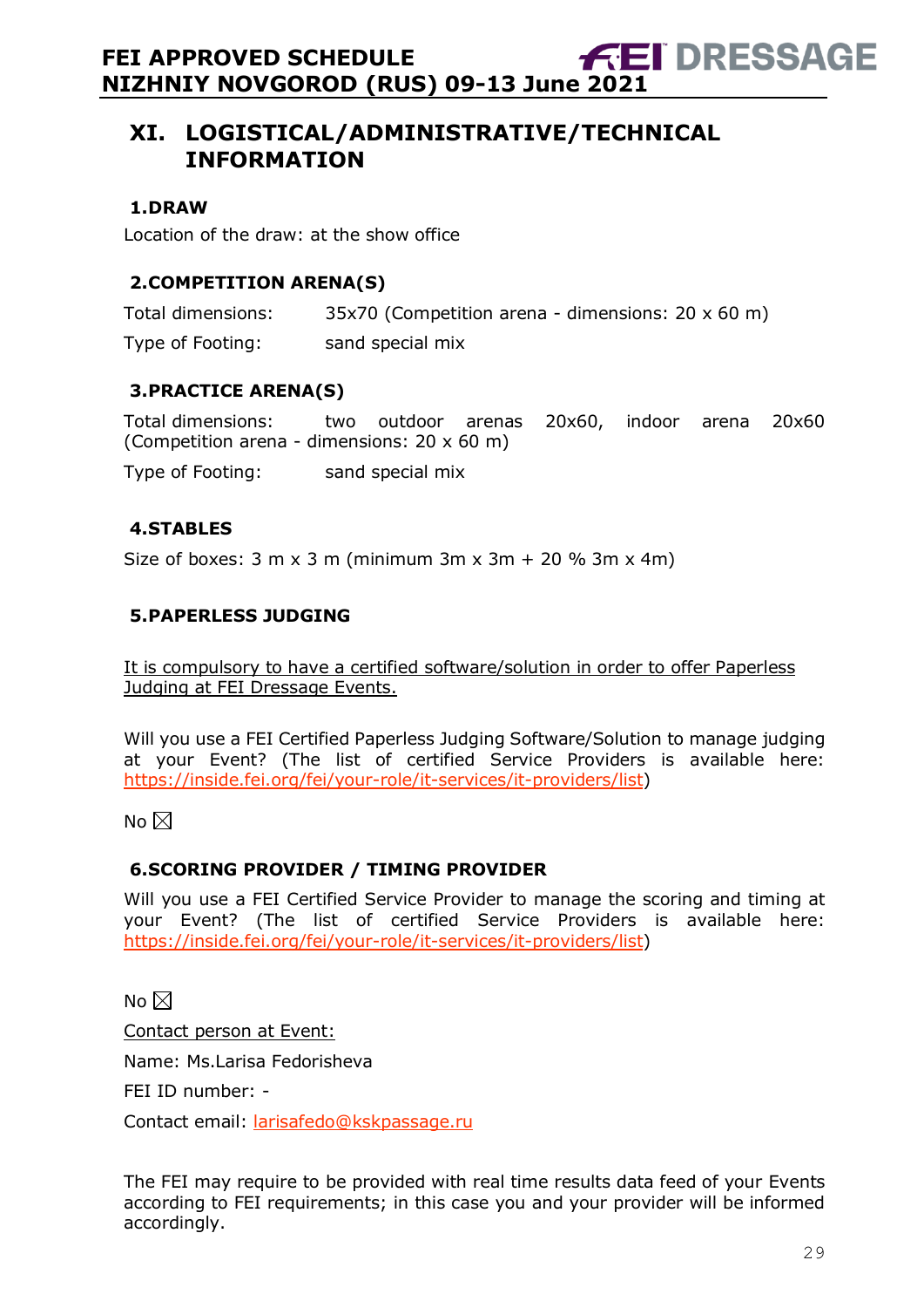# XI. LOGISTICAL/ADMINISTRATIVE/TECHNICAL INFORMATION

## 1.DRAW

Location of the draw: at the show office

## 2.COMPETITION ARENA(S)

Total dimensions: 35x70 (Competition arena - dimensions: 20 x 60 m)

Type of Footing: sand special mix

## 3.PRACTICE ARENA(S)

Total dimensions: two outdoor arenas 20x60, indoor arena 20x60 (Competition arena - dimensions: 20 x 60 m)

Type of Footing: sand special mix

## 4.STABLES

Size of boxes: 3 m x 3 m (minimum 3m x 3m + 20 % 3m x 4m)

## 5.PAPERLESS JUDGING

It is compulsory to have a certified software/solution in order to offer Paperless Judging at FEI Dressage Events.

Will you use a FEI Certified Paperless Judging Software/Solution to manage judging at your Event? (The list of certified Service Providers is available here: https://inside.fei.org/fei/your-role/it-services/it-providers/list)

No ☒

## 6.SCORING PROVIDER / TIMING PROVIDER

Will you use a FEI Certified Service Provider to manage the scoring and timing at your Event? (The list of certified Service Providers is available here: https://inside.fei.org/fei/your-role/it-services/it-providers/list)

No ☒

Contact person at Event:

Name: Ms.Larisa Fedorisheva

FEI ID number: -

Contact email: larisafedo@kskpassage.ru

The FEI may require to be provided with real time results data feed of your Events according to FEI requirements; in this case you and your provider will be informed accordingly.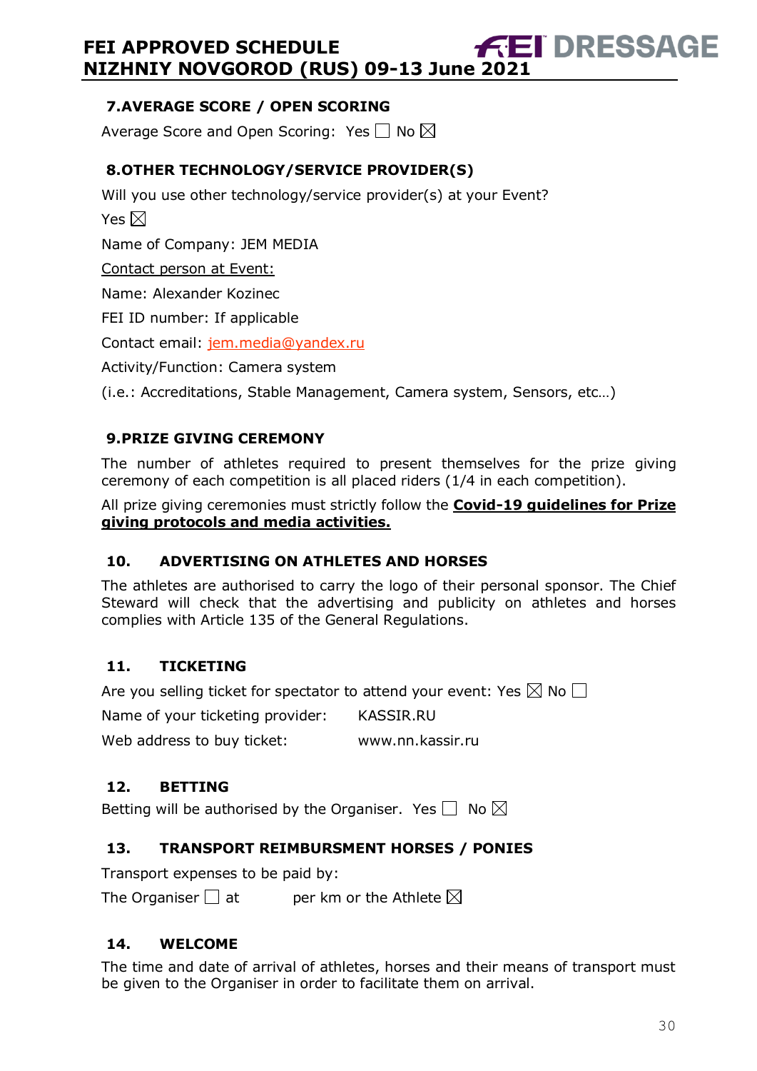## 7. AVERAGE SCORE / OPEN SCORING

Average Score and Open Scoring: Yes ☐ No ☒

## 8. OTHER TECHNOLOGY/SERVICE PROVIDER(S)

Will you use other technology/service provider(s) at your Event?

Yes ☒

Name of Company: JEM MEDIA

Contact person at Event:

Name: Alexander Kozinec

FEI ID number: If applicable

Contact email: jem.media@yandex.ru

Activity/Function: Camera system

(i.e.: Accreditations, Stable Management, Camera system, Sensors, etc…)

## 9. PRIZE GIVING CEREMONY

The number of athletes required to present themselves for the prize giving ceremony of each competition is all placed riders (1/4 in each competition).

All prize giving ceremonies must strictly follow the **Covid-19 guidelines for Prize giving protocols and media activities.**

## 10. ADVERTISING ON ATHLETES AND HORSES

The athletes are authorised to carry the logo of their personal sponsor. The Chief Steward will check that the advertising and publicity on athletes and horses complies with Article 135 of the General Regulations.

## 11. TICKETING

Are you selling ticket for spectator to attend your event: Yes ☒ No ☐

Name of your ticketing provider: KASSIR.RU

Web address to buy ticket: www.nn.kassir.ru

## 12. BETTING

Betting will be authorised by the Organiser. Yes ☐ No ☒

## 13. TRANSPORT REIMBURSMENT HORSES / PONIES

Transport expenses to be paid by:

The Organiser ☐ at per km or the Athlete ☒

## 14. WELCOME

The time and date of arrival of athletes, horses and their means of transport must be given to the Organiser in order to facilitate them on arrival.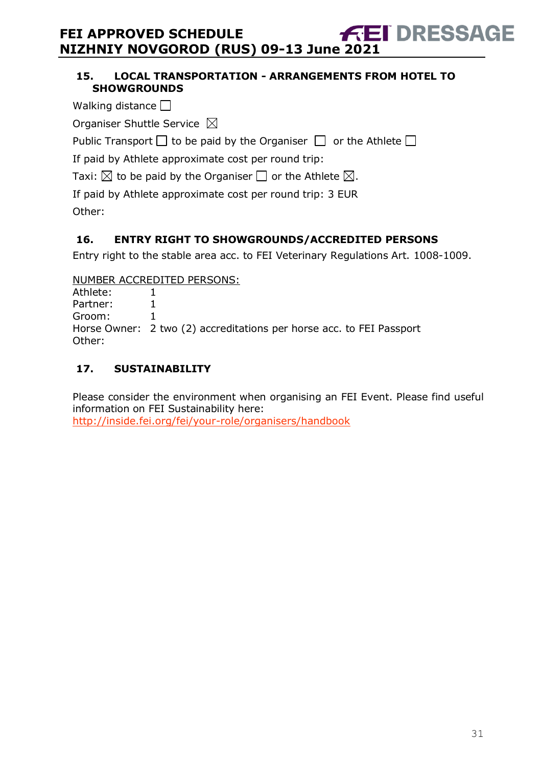## 15. LOCAL TRANSPORTATION - ARRANGEMENTS FROM HOTEL TO SHOWGROUNDS

Walking distance ☐

Organiser Shuttle Service ☒

Public Transport ☐ to be paid by the Organiser ☐ or the Athlete ☐

If paid by Athlete approximate cost per round trip:

Taxi: ☒ to be paid by the Organiser ☐ or the Athlete ☒.

If paid by Athlete approximate cost per round trip: 3 EUR

Other:

## 16. ENTRY RIGHT TO SHOWGROUNDS/ACCREDITED PERSONS

Entry right to the stable area acc. to FEI Veterinary Regulations Art. 1008-1009.

NUMBER ACCREDITED PERSONS:

Athlete: 1
Partner: 1
Groom: 1
Horse Owner: 2 two (2) accreditations per horse acc. to FEI Passport
Other:

## 17. SUSTAINABILITY

Please consider the environment when organising an FEI Event. Please find useful information on FEI Sustainability here:
http://inside.fei.org/fei/your-role/organisers/handbook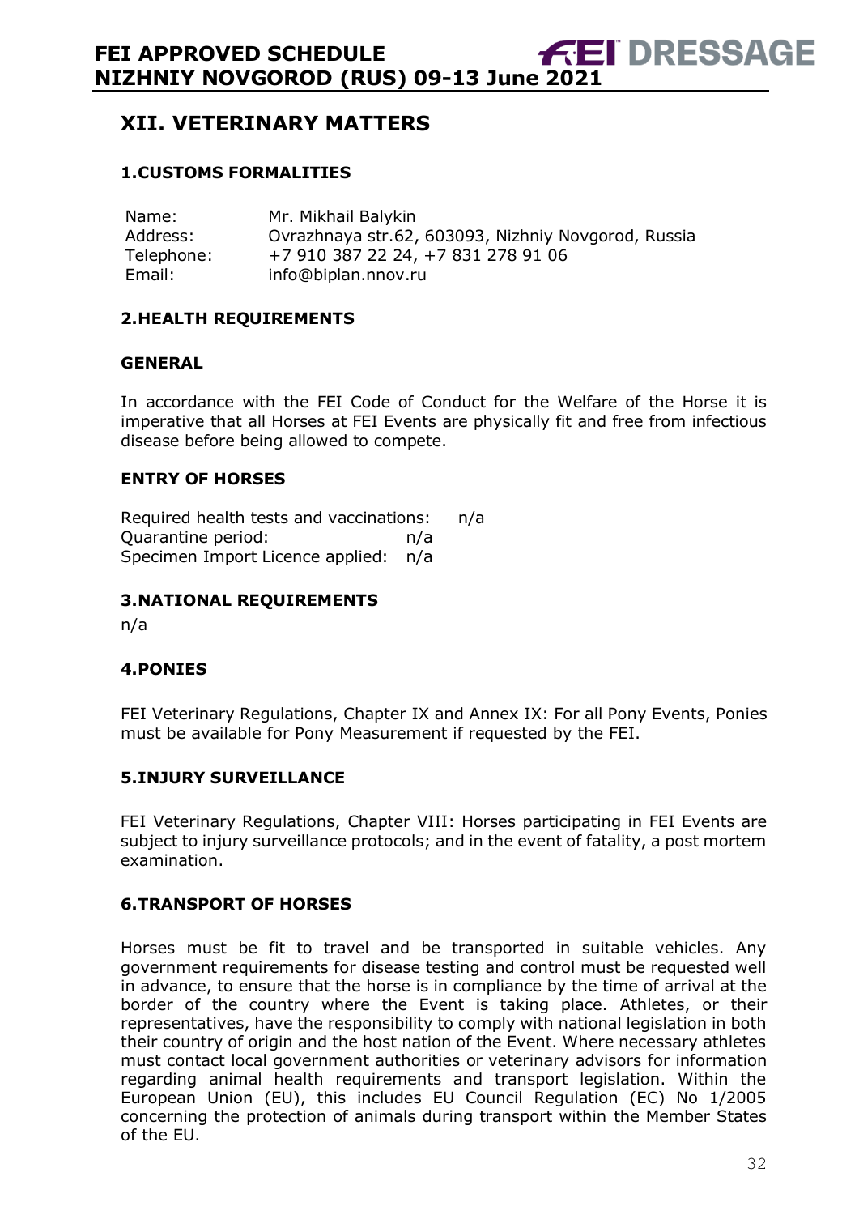## XII. VETERINARY MATTERS

### 1.CUSTOMS FORMALITIES

| | |
|---|---|
| Name: | Mr. Mikhail Balykin |
| Address: | Ovrazhnaya str.62, 603093, Nizhniy Novgorod, Russia |
| Telephone: | +7 910 387 22 24, +7 831 278 91 06 |
| Email: | info@biplan.nnov.ru |

### 2.HEALTH REQUIREMENTS

#### GENERAL

In accordance with the FEI Code of Conduct for the Welfare of the Horse it is imperative that all Horses at FEI Events are physically fit and free from infectious disease before being allowed to compete.

#### ENTRY OF HORSES

Required health tests and vaccinations: n/a
Quarantine period: n/a
Specimen Import Licence applied: n/a

### 3.NATIONAL REQUIREMENTS

n/a

### 4.PONIES

FEI Veterinary Regulations, Chapter IX and Annex IX: For all Pony Events, Ponies must be available for Pony Measurement if requested by the FEI.

### 5.INJURY SURVEILLANCE

FEI Veterinary Regulations, Chapter VIII: Horses participating in FEI Events are subject to injury surveillance protocols; and in the event of fatality, a post mortem examination.

### 6.TRANSPORT OF HORSES

Horses must be fit to travel and be transported in suitable vehicles. Any government requirements for disease testing and control must be requested well in advance, to ensure that the horse is in compliance by the time of arrival at the border of the country where the Event is taking place. Athletes, or their representatives, have the responsibility to comply with national legislation in both their country of origin and the host nation of the Event. Where necessary athletes must contact local government authorities or veterinary advisors for information regarding animal health requirements and transport legislation. Within the European Union (EU), this includes EU Council Regulation (EC) No 1/2005 concerning the protection of animals during transport within the Member States of the EU.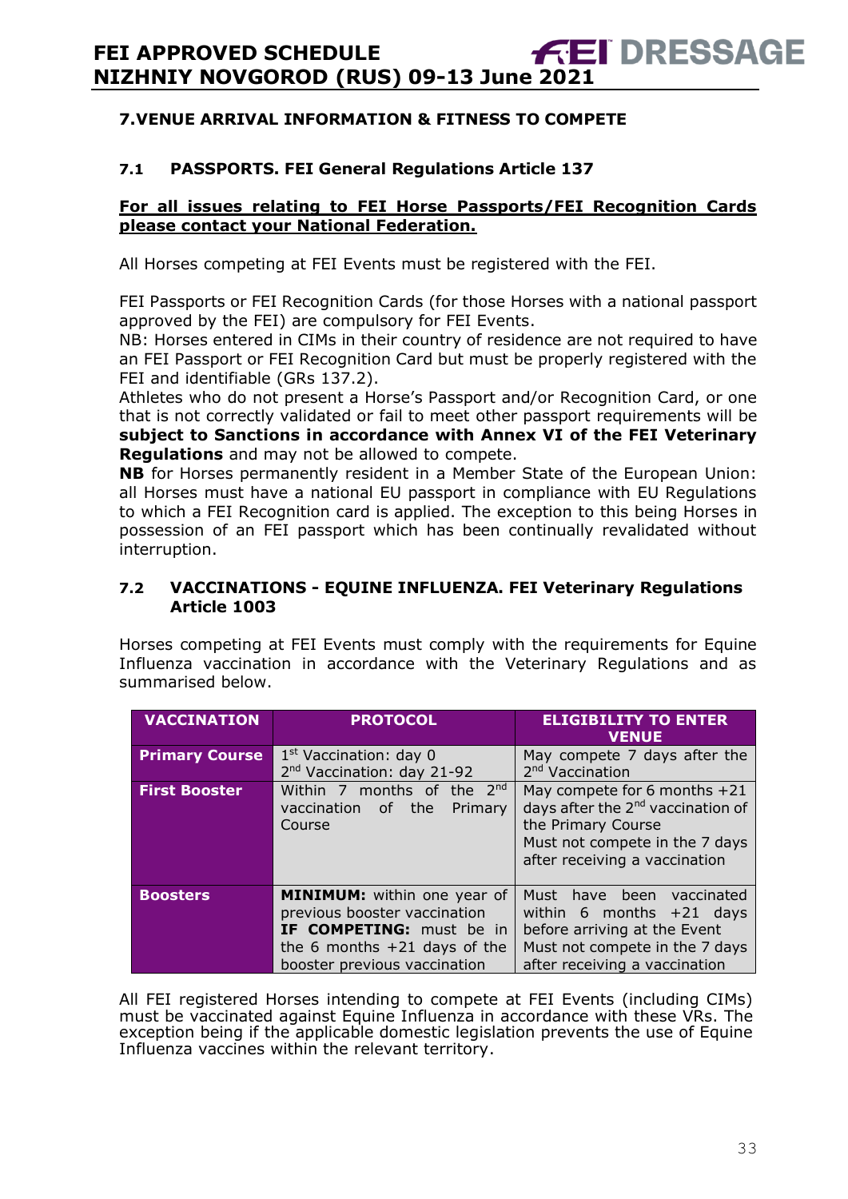## 7. VENUE ARRIVAL INFORMATION & FITNESS TO COMPETE

### 7.1 PASSPORTS. FEI General Regulations Article 137

**For all issues relating to FEI Horse Passports/FEI Recognition Cards please contact your National Federation.**

All Horses competing at FEI Events must be registered with the FEI.

FEI Passports or FEI Recognition Cards (for those Horses with a national passport approved by the FEI) are compulsory for FEI Events.
NB: Horses entered in CIMs in their country of residence are not required to have an FEI Passport or FEI Recognition Card but must be properly registered with the FEI and identifiable (GRs 137.2).
Athletes who do not present a Horse's Passport and/or Recognition Card, or one that is not correctly validated or fail to meet other passport requirements will be **subject to Sanctions in accordance with Annex VI of the FEI Veterinary Regulations** and may not be allowed to compete.
**NB** for Horses permanently resident in a Member State of the European Union: all Horses must have a national EU passport in compliance with EU Regulations to which a FEI Recognition card is applied. The exception to this being Horses in possession of an FEI passport which has been continually revalidated without interruption.

### 7.2 VACCINATIONS - EQUINE INFLUENZA. FEI Veterinary Regulations Article 1003

Horses competing at FEI Events must comply with the requirements for Equine Influenza vaccination in accordance with the Veterinary Regulations and as summarised below.

| VACCINATION | PROTOCOL | ELIGIBILITY TO ENTER VENUE |
|---|---|---|
| **Primary Course** | 1st Vaccination: day 0<br>2nd Vaccination: day 21-92 | May compete 7 days after the 2nd Vaccination |
| **First Booster** | Within 7 months of the 2nd vaccination of the Primary Course | May compete for 6 months +21 days after the 2nd vaccination of the Primary Course<br>Must not compete in the 7 days after receiving a vaccination |
| **Boosters** | **MINIMUM:** within one year of previous booster vaccination<br>**IF COMPETING:** must be in the 6 months +21 days of the booster previous vaccination | Must have been vaccinated within 6 months +21 days before arriving at the Event<br>Must not compete in the 7 days after receiving a vaccination |

All FEI registered Horses intending to compete at FEI Events (including CIMs) must be vaccinated against Equine Influenza in accordance with these VRs. The exception being if the applicable domestic legislation prevents the use of Equine Influenza vaccines within the relevant territory.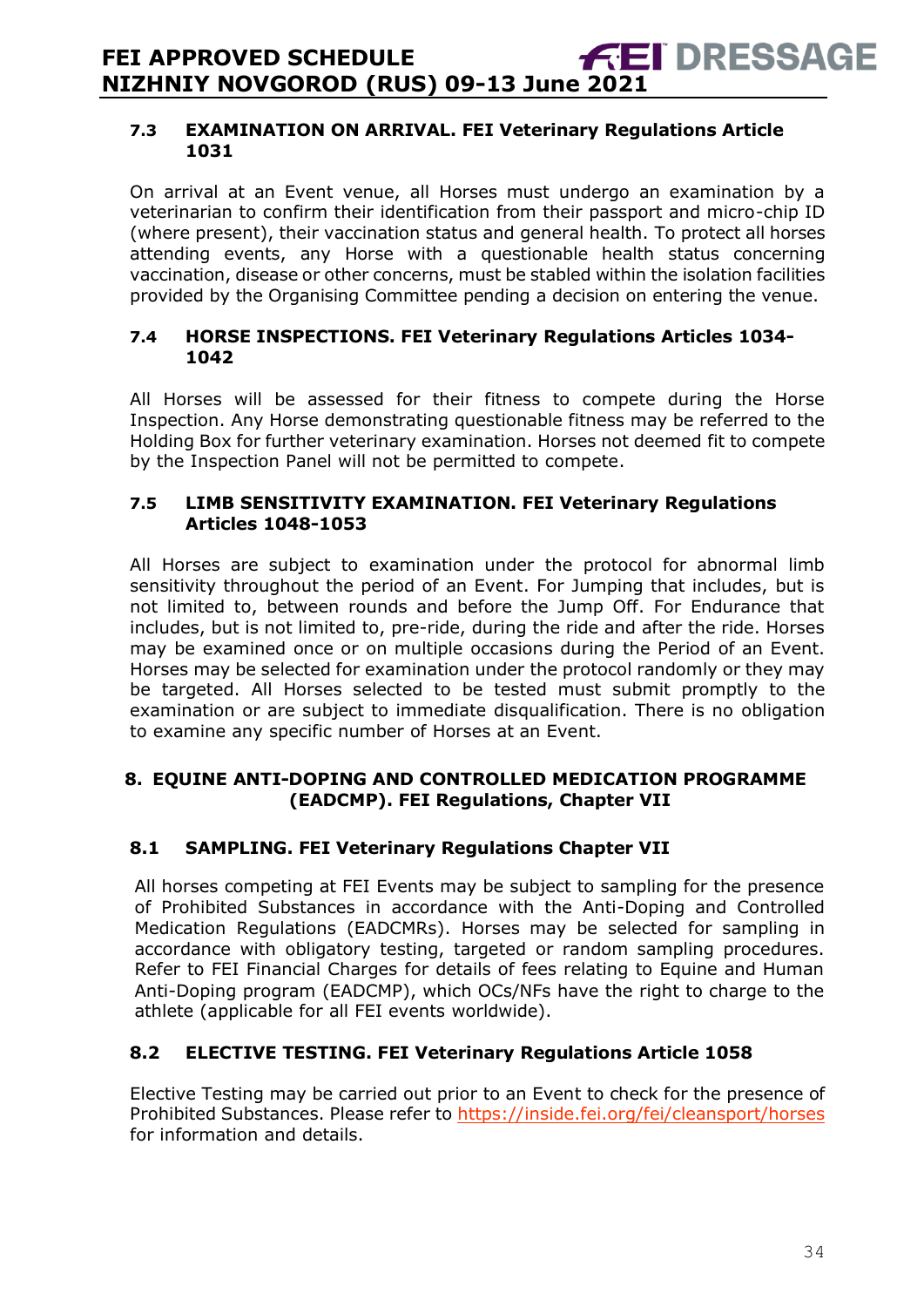### 7.3 EXAMINATION ON ARRIVAL. FEI Veterinary Regulations Article 1031

On arrival at an Event venue, all Horses must undergo an examination by a veterinarian to confirm their identification from their passport and micro-chip ID (where present), their vaccination status and general health. To protect all horses attending events, any Horse with a questionable health status concerning vaccination, disease or other concerns, must be stabled within the isolation facilities provided by the Organising Committee pending a decision on entering the venue.

### 7.4 HORSE INSPECTIONS. FEI Veterinary Regulations Articles 1034-1042

All Horses will be assessed for their fitness to compete during the Horse Inspection. Any Horse demonstrating questionable fitness may be referred to the Holding Box for further veterinary examination. Horses not deemed fit to compete by the Inspection Panel will not be permitted to compete.

### 7.5 LIMB SENSITIVITY EXAMINATION. FEI Veterinary Regulations Articles 1048-1053

All Horses are subject to examination under the protocol for abnormal limb sensitivity throughout the period of an Event. For Jumping that includes, but is not limited to, between rounds and before the Jump Off. For Endurance that includes, but is not limited to, pre-ride, during the ride and after the ride. Horses may be examined once or on multiple occasions during the Period of an Event. Horses may be selected for examination under the protocol randomly or they may be targeted. All Horses selected to be tested must submit promptly to the examination or are subject to immediate disqualification. There is no obligation to examine any specific number of Horses at an Event.

## 8. EQUINE ANTI-DOPING AND CONTROLLED MEDICATION PROGRAMME (EADCMP). FEI Regulations, Chapter VII

### 8.1 SAMPLING. FEI Veterinary Regulations Chapter VII

All horses competing at FEI Events may be subject to sampling for the presence of Prohibited Substances in accordance with the Anti-Doping and Controlled Medication Regulations (EADCMRs). Horses may be selected for sampling in accordance with obligatory testing, targeted or random sampling procedures. Refer to FEI Financial Charges for details of fees relating to Equine and Human Anti-Doping program (EADCMP), which OCs/NFs have the right to charge to the athlete (applicable for all FEI events worldwide).

### 8.2 ELECTIVE TESTING. FEI Veterinary Regulations Article 1058

Elective Testing may be carried out prior to an Event to check for the presence of Prohibited Substances. Please refer to https://inside.fei.org/fei/cleansport/horses for information and details.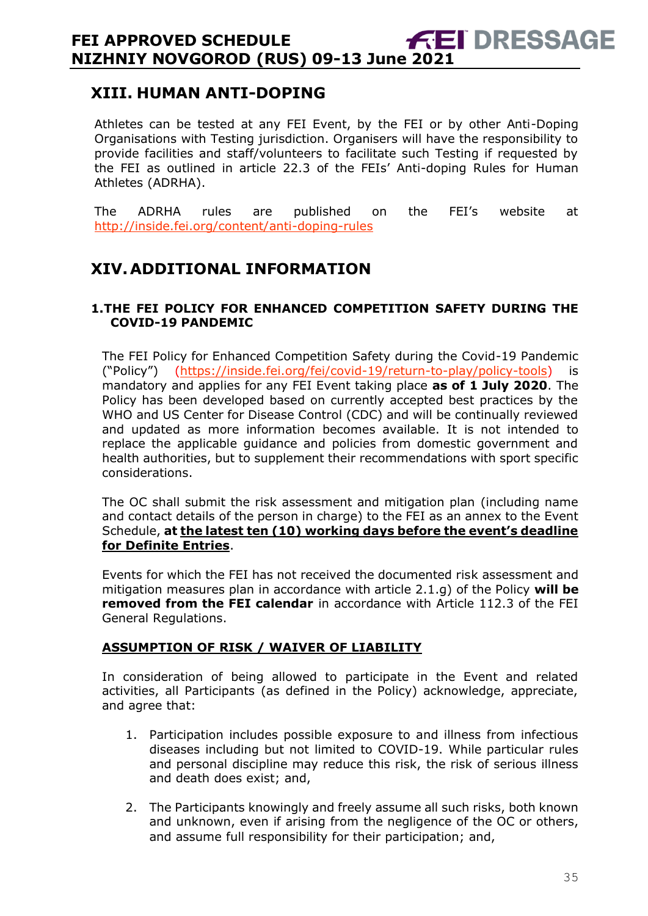## XIII. HUMAN ANTI-DOPING

Athletes can be tested at any FEI Event, by the FEI or by other Anti-Doping Organisations with Testing jurisdiction. Organisers will have the responsibility to provide facilities and staff/volunteers to facilitate such Testing if requested by the FEI as outlined in article 22.3 of the FEIs' Anti-doping Rules for Human Athletes (ADRHA).

The ADRHA rules are published on the FEI's website at http://inside.fei.org/content/anti-doping-rules

## XIV. ADDITIONAL INFORMATION

### 1. THE FEI POLICY FOR ENHANCED COMPETITION SAFETY DURING THE COVID-19 PANDEMIC

The FEI Policy for Enhanced Competition Safety during the Covid-19 Pandemic ("Policy") (https://inside.fei.org/fei/covid-19/return-to-play/policy-tools) is mandatory and applies for any FEI Event taking place **as of 1 July 2020**. The Policy has been developed based on currently accepted best practices by the WHO and US Center for Disease Control (CDC) and will be continually reviewed and updated as more information becomes available. It is not intended to replace the applicable guidance and policies from domestic government and health authorities, but to supplement their recommendations with sport specific considerations.

The OC shall submit the risk assessment and mitigation plan (including name and contact details of the person in charge) to the FEI as an annex to the Event Schedule, **at the latest ten (10) working days before the event's deadline for Definite Entries**.

Events for which the FEI has not received the documented risk assessment and mitigation measures plan in accordance with article 2.1.g) of the Policy **will be removed from the FEI calendar** in accordance with Article 112.3 of the FEI General Regulations.

**ASSUMPTION OF RISK / WAIVER OF LIABILITY**

In consideration of being allowed to participate in the Event and related activities, all Participants (as defined in the Policy) acknowledge, appreciate, and agree that:

1. Participation includes possible exposure to and illness from infectious diseases including but not limited to COVID-19. While particular rules and personal discipline may reduce this risk, the risk of serious illness and death does exist; and,
2. The Participants knowingly and freely assume all such risks, both known and unknown, even if arising from the negligence of the OC or others, and assume full responsibility for their participation; and,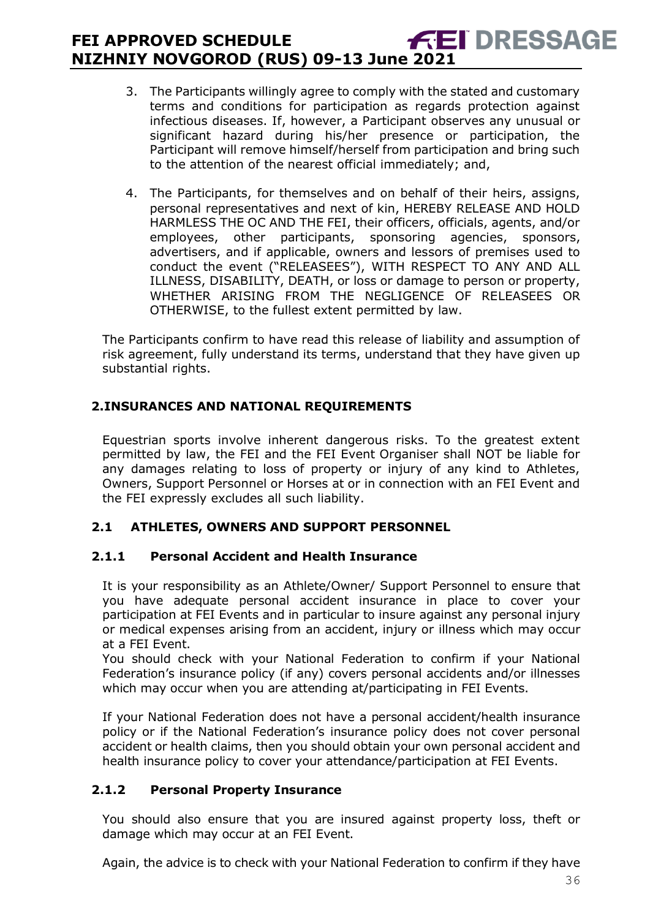3. The Participants willingly agree to comply with the stated and customary terms and conditions for participation as regards protection against infectious diseases. If, however, a Participant observes any unusual or significant hazard during his/her presence or participation, the Participant will remove himself/herself from participation and bring such to the attention of the nearest official immediately; and,

4. The Participants, for themselves and on behalf of their heirs, assigns, personal representatives and next of kin, HEREBY RELEASE AND HOLD HARMLESS THE OC AND THE FEI, their officers, officials, agents, and/or employees, other participants, sponsoring agencies, sponsors, advertisers, and if applicable, owners and lessors of premises used to conduct the event ("RELEASEES"), WITH RESPECT TO ANY AND ALL ILLNESS, DISABILITY, DEATH, or loss or damage to person or property, WHETHER ARISING FROM THE NEGLIGENCE OF RELEASEES OR OTHERWISE, to the fullest extent permitted by law.

The Participants confirm to have read this release of liability and assumption of risk agreement, fully understand its terms, understand that they have given up substantial rights.

## 2. INSURANCES AND NATIONAL REQUIREMENTS

Equestrian sports involve inherent dangerous risks. To the greatest extent permitted by law, the FEI and the FEI Event Organiser shall NOT be liable for any damages relating to loss of property or injury of any kind to Athletes, Owners, Support Personnel or Horses at or in connection with an FEI Event and the FEI expressly excludes all such liability.

### 2.1 ATHLETES, OWNERS AND SUPPORT PERSONNEL

#### 2.1.1 Personal Accident and Health Insurance

It is your responsibility as an Athlete/Owner/ Support Personnel to ensure that you have adequate personal accident insurance in place to cover your participation at FEI Events and in particular to insure against any personal injury or medical expenses arising from an accident, injury or illness which may occur at a FEI Event.

You should check with your National Federation to confirm if your National Federation's insurance policy (if any) covers personal accidents and/or illnesses which may occur when you are attending at/participating in FEI Events.

If your National Federation does not have a personal accident/health insurance policy or if the National Federation's insurance policy does not cover personal accident or health claims, then you should obtain your own personal accident and health insurance policy to cover your attendance/participation at FEI Events.

#### 2.1.2 Personal Property Insurance

You should also ensure that you are insured against property loss, theft or damage which may occur at an FEI Event.

Again, the advice is to check with your National Federation to confirm if they have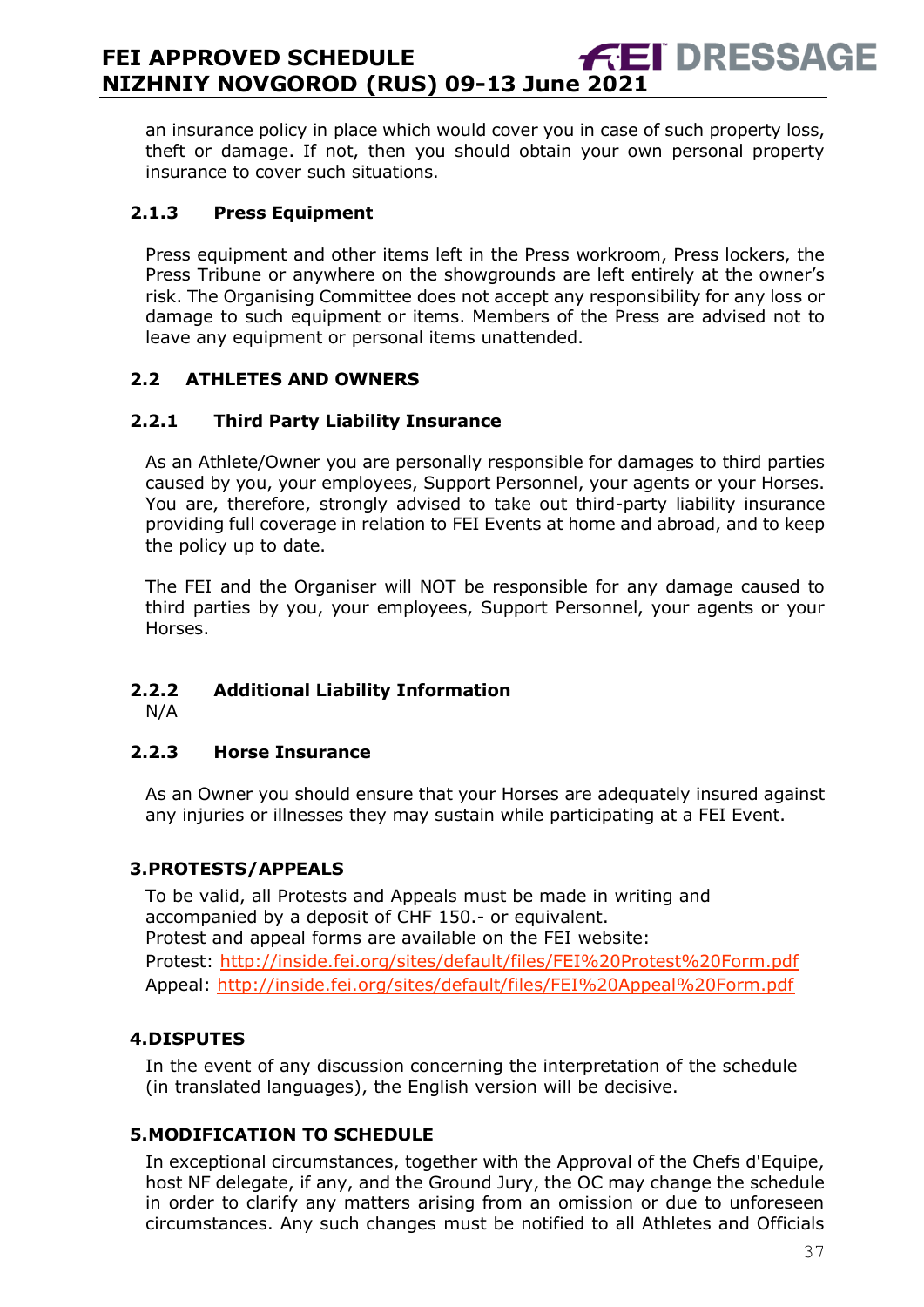an insurance policy in place which would cover you in case of such property loss, theft or damage. If not, then you should obtain your own personal property insurance to cover such situations.

#### 2.1.3 Press Equipment

Press equipment and other items left in the Press workroom, Press lockers, the Press Tribune or anywhere on the showgrounds are left entirely at the owner's risk. The Organising Committee does not accept any responsibility for any loss or damage to such equipment or items. Members of the Press are advised not to leave any equipment or personal items unattended.

### 2.2 ATHLETES AND OWNERS

#### 2.2.1 Third Party Liability Insurance

As an Athlete/Owner you are personally responsible for damages to third parties caused by you, your employees, Support Personnel, your agents or your Horses. You are, therefore, strongly advised to take out third-party liability insurance providing full coverage in relation to FEI Events at home and abroad, and to keep the policy up to date.

The FEI and the Organiser will NOT be responsible for any damage caused to third parties by you, your employees, Support Personnel, your agents or your Horses.

#### 2.2.2 Additional Liability Information

N/A

#### 2.2.3 Horse Insurance

As an Owner you should ensure that your Horses are adequately insured against any injuries or illnesses they may sustain while participating at a FEI Event.

## 3. PROTESTS/APPEALS

To be valid, all Protests and Appeals must be made in writing and accompanied by a deposit of CHF 150.- or equivalent.
Protest and appeal forms are available on the FEI website:
Protest: http://inside.fei.org/sites/default/files/FEI%20Protest%20Form.pdf
Appeal: http://inside.fei.org/sites/default/files/FEI%20Appeal%20Form.pdf

## 4. DISPUTES

In the event of any discussion concerning the interpretation of the schedule (in translated languages), the English version will be decisive.

## 5. MODIFICATION TO SCHEDULE

In exceptional circumstances, together with the Approval of the Chefs d'Equipe, host NF delegate, if any, and the Ground Jury, the OC may change the schedule in order to clarify any matters arising from an omission or due to unforeseen circumstances. Any such changes must be notified to all Athletes and Officials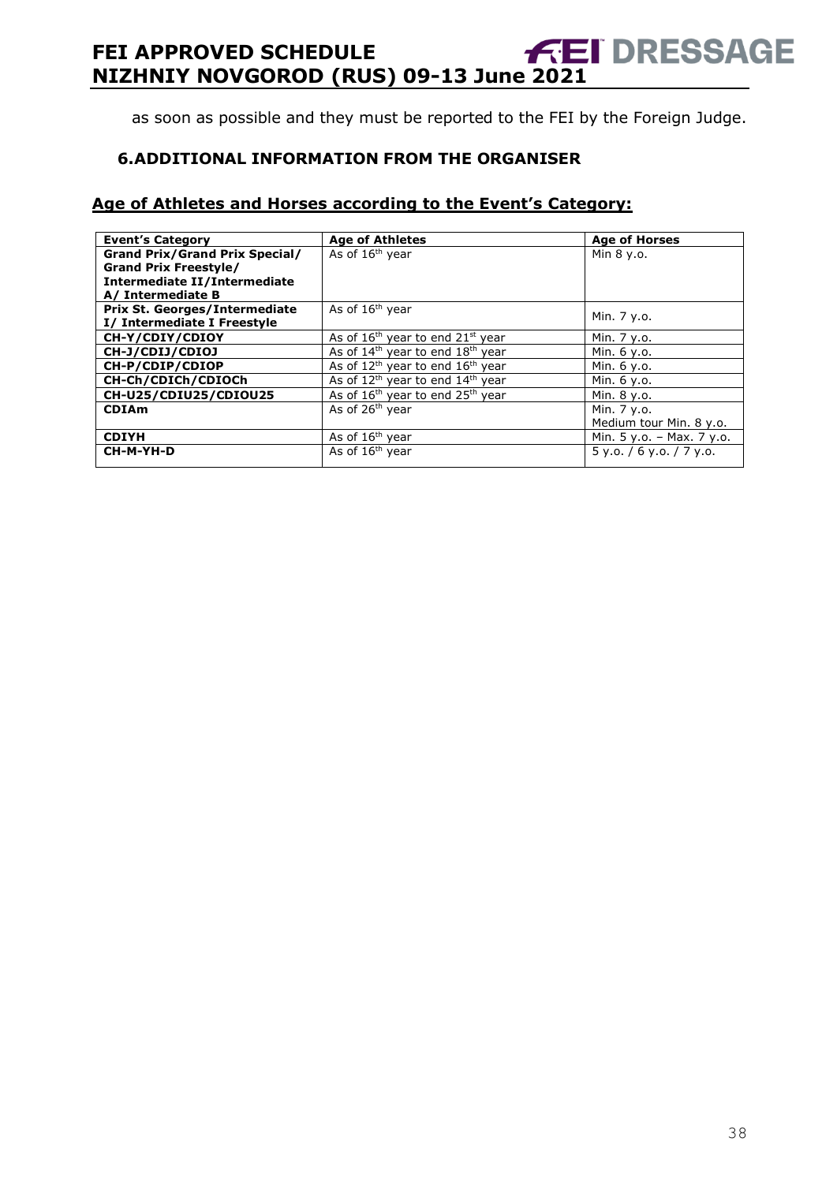as soon as possible and they must be reported to the FEI by the Foreign Judge.

## 6. ADDITIONAL INFORMATION FROM THE ORGANISER

### Age of Athletes and Horses according to the Event's Category:

| Event's Category | Age of Athletes | Age of Horses |
|---|---|---|
| **Grand Prix/Grand Prix Special/ Grand Prix Freestyle/ Intermediate II/Intermediate A/ Intermediate B** | As of 16th year | Min 8 y.o. |
| **Prix St. Georges/Intermediate I/ Intermediate I Freestyle** | As of 16th year | Min. 7 y.o. |
| **CH-Y/CDIY/CDIOY** | As of 16th year to end 21st year | Min. 7 y.o. |
| **CH-J/CDIJ/CDIOJ** | As of 14th year to end 18th year | Min. 6 y.o. |
| **CH-P/CDIP/CDIOP** | As of 12th year to end 16th year | Min. 6 y.o. |
| **CH-Ch/CDICh/CDIOCh** | As of 12th year to end 14th year | Min. 6 y.o. |
| **CH-U25/CDIU25/CDIOU25** | As of 16th year to end 25th year | Min. 8 y.o. |
| **CDIAm** | As of 26th year | Min. 7 y.o. Medium tour Min. 8 y.o. |
| **CDIYH** | As of 16th year | Min. 5 y.o. – Max. 7 y.o. |
| **CH-M-YH-D** | As of 16th year | 5 y.o. / 6 y.o. / 7 y.o. |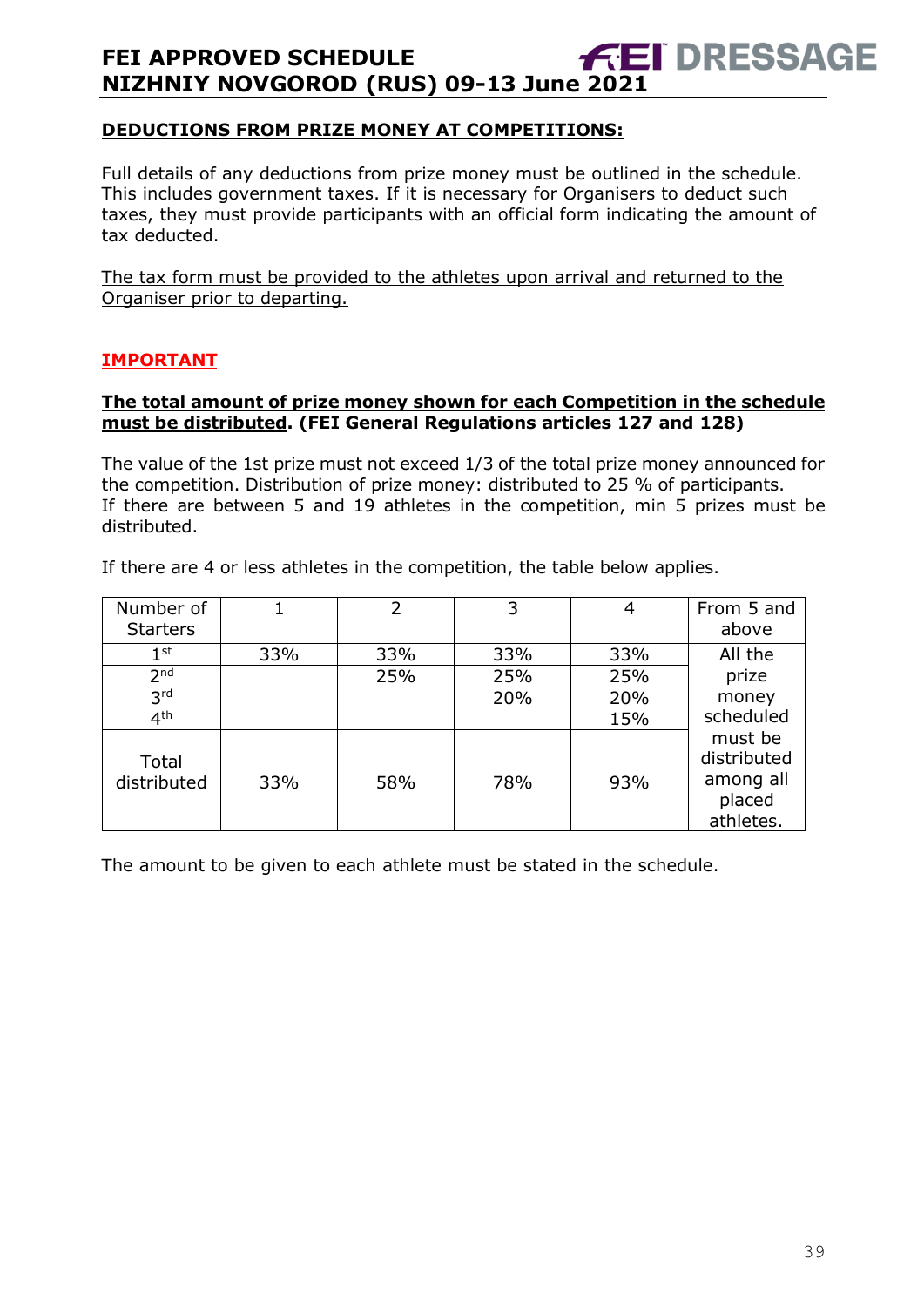**DEDUCTIONS FROM PRIZE MONEY AT COMPETITIONS:**

Full details of any deductions from prize money must be outlined in the schedule. This includes government taxes. If it is necessary for Organisers to deduct such taxes, they must provide participants with an official form indicating the amount of tax deducted.

The tax form must be provided to the athletes upon arrival and returned to the Organiser prior to departing.

**IMPORTANT**

**The total amount of prize money shown for each Competition in the schedule must be distributed. (FEI General Regulations articles 127 and 128)**

The value of the 1st prize must not exceed 1/3 of the total prize money announced for the competition. Distribution of prize money: distributed to 25 % of participants.
If there are between 5 and 19 athletes in the competition, min 5 prizes must be distributed.

If there are 4 or less athletes in the competition, the table below applies.

| Number of Starters | 1 | 2 | 3 | 4 | From 5 and above |
|---|---|---|---|---|---|
| 1st | 33% | 33% | 33% | 33% | All the prize money scheduled must be distributed among all placed athletes. |
| 2nd | | 25% | 25% | 25% | |
| 3rd | | | 20% | 20% | |
| 4th | | | | 15% | |
| Total distributed | 33% | 58% | 78% | 93% | |

The amount to be given to each athlete must be stated in the schedule.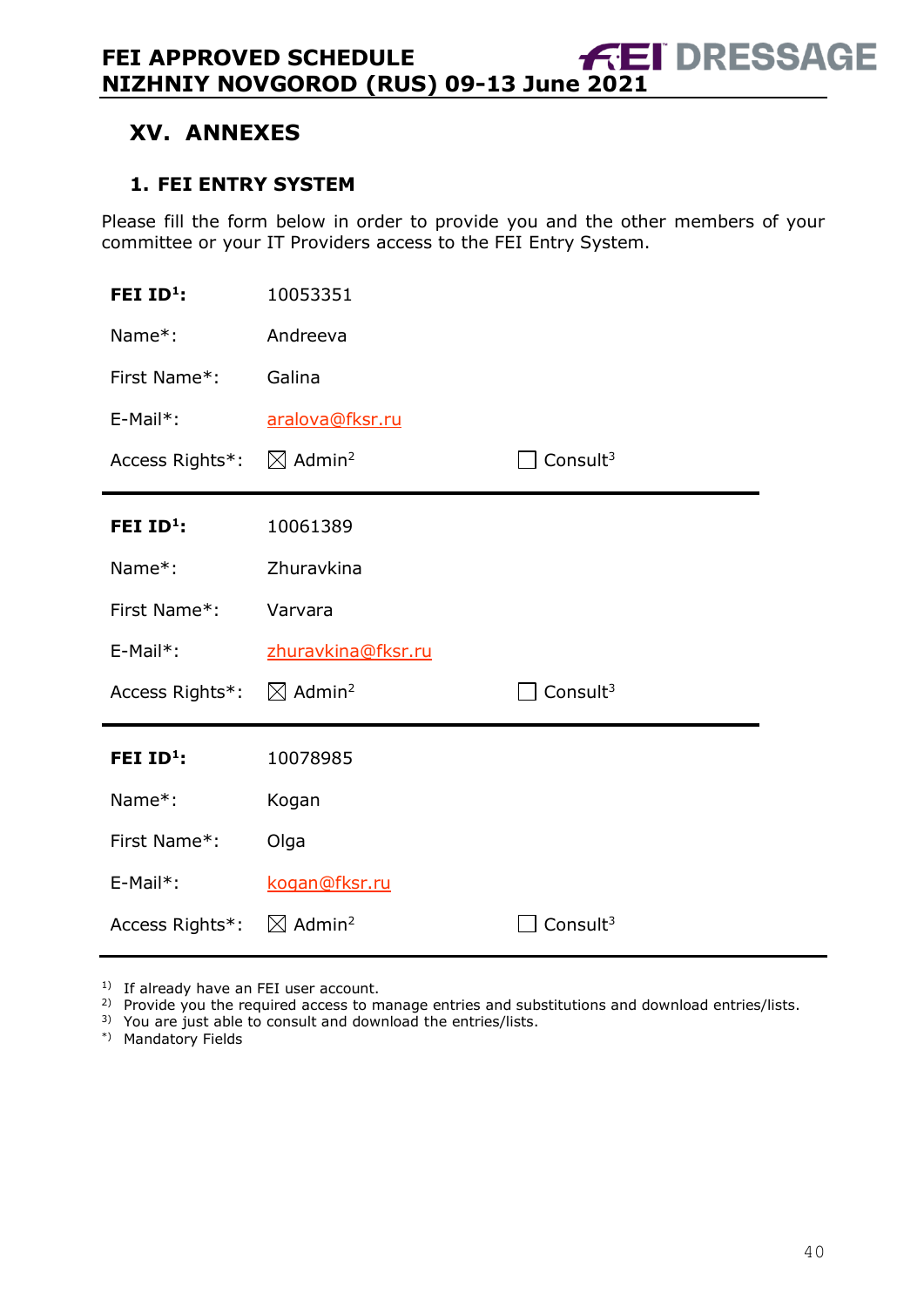# XV. ANNEXES

## 1. FEI ENTRY SYSTEM

Please fill the form below in order to provide you and the other members of your committee or your IT Providers access to the FEI Entry System.

| | | |
|---|---|---|
| **FEI ID[1]:** | 10053351 | |
| Name*: | Andreeva | |
| First Name*: | Galina | |
| E-Mail*: | aralova@fksr.ru | |
| Access Rights*: | ☒ Admin[2] | ☐ Consult[3] |

| | | |
|---|---|---|
| **FEI ID[1]:** | 10061389 | |
| Name*: | Zhuravkina | |
| First Name*: | Varvara | |
| E-Mail*: | zhuravkina@fksr.ru | |
| Access Rights*: | ☒ Admin[2] | ☐ Consult[3] |

| | | |
|---|---|---|
| **FEI ID[1]:** | 10078985 | |
| Name*: | Kogan | |
| First Name*: | Olga | |
| E-Mail*: | kogan@fksr.ru | |
| Access Rights*: | ☒ Admin[2] | ☐ Consult[3] |

1) If already have an FEI user account.
2) Provide you the required access to manage entries and substitutions and download entries/lists.
3) You are just able to consult and download the entries/lists.
*) Mandatory Fields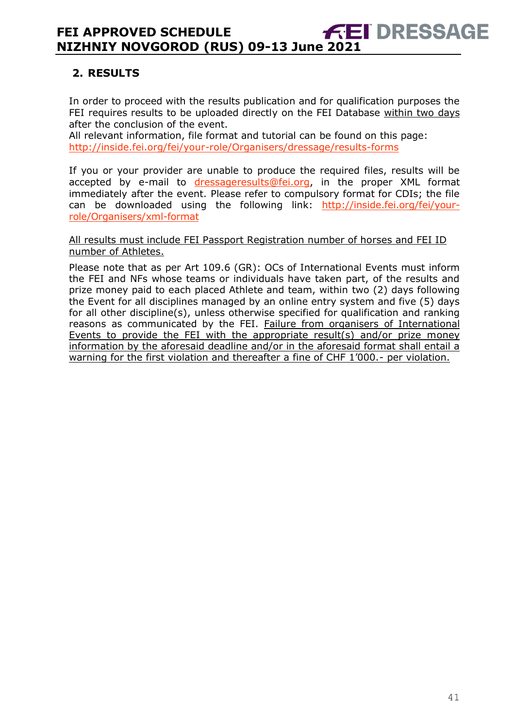## 2. RESULTS

In order to proceed with the results publication and for qualification purposes the FEI requires results to be uploaded directly on the FEI Database within two days after the conclusion of the event.
All relevant information, file format and tutorial can be found on this page:
http://inside.fei.org/fei/your-role/Organisers/dressage/results-forms

If you or your provider are unable to produce the required files, results will be accepted by e-mail to dressageresults@fei.org, in the proper XML format immediately after the event. Please refer to compulsory format for CDIs; the file can be downloaded using the following link: http://inside.fei.org/fei/your-role/Organisers/xml-format

All results must include FEI Passport Registration number of horses and FEI ID number of Athletes.

Please note that as per Art 109.6 (GR): OCs of International Events must inform the FEI and NFs whose teams or individuals have taken part, of the results and prize money paid to each placed Athlete and team, within two (2) days following the Event for all disciplines managed by an online entry system and five (5) days for all other discipline(s), unless otherwise specified for qualification and ranking reasons as communicated by the FEI. Failure from organisers of International Events to provide the FEI with the appropriate result(s) and/or prize money information by the aforesaid deadline and/or in the aforesaid format shall entail a warning for the first violation and thereafter a fine of CHF 1'000.- per violation.